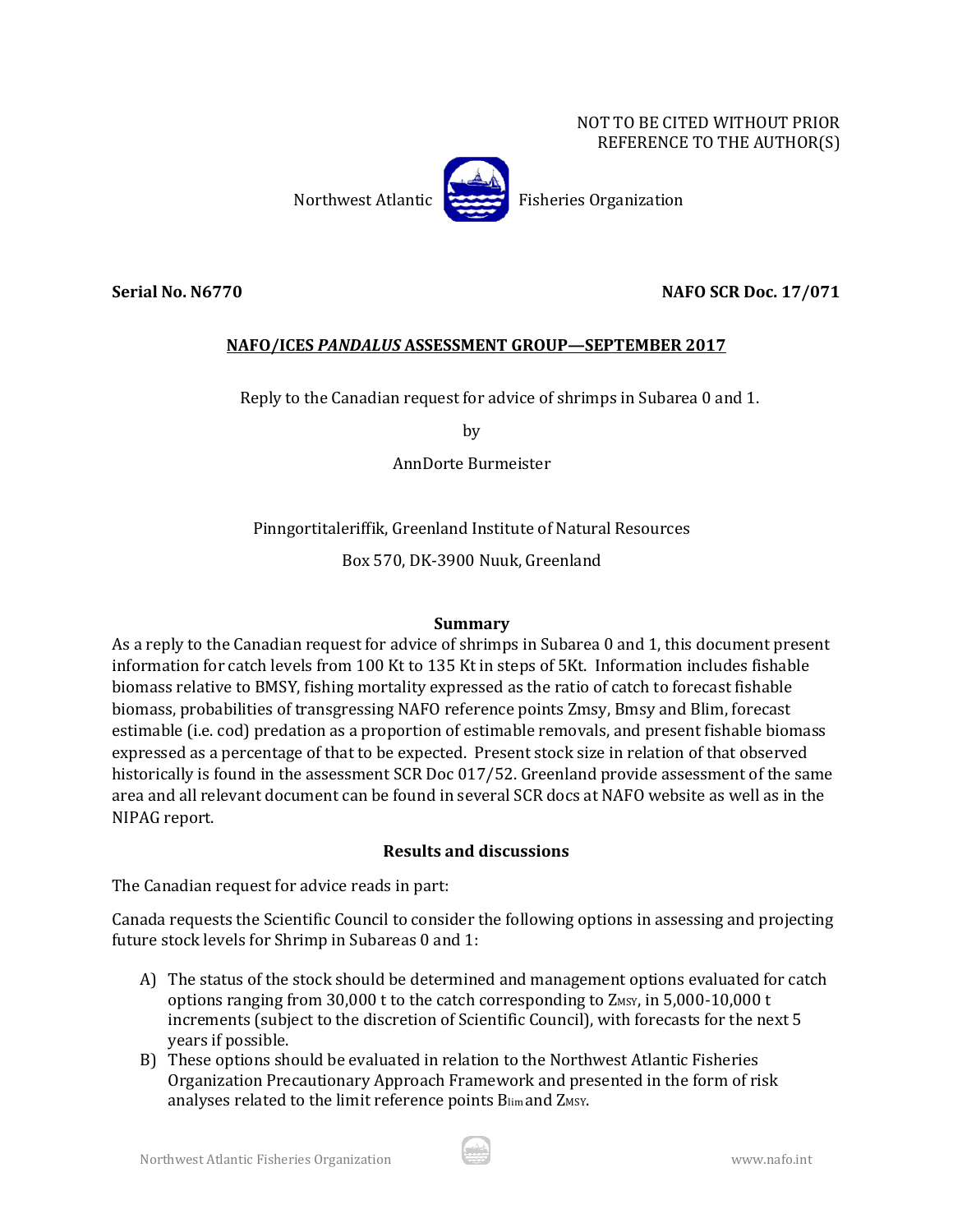NOT TO BE CITED WITHOUT PRIOR REFERENCE TO THE AUTHOR(S)

Northwest Atlantic Fisheries Organization

**Serial No. N6770** **NAFO SCR Doc. 17/071**

## NAFO/ICES *PANDALUS* ASSESSMENT GROUP—SEPTEMBER 2017

Reply to the Canadian request for advice of shrimps in Subarea 0 and 1.

by

AnnDorte Burmeister

Pinngortitaleriffik, Greenland Institute of Natural Resources

Box 570, DK-3900 Nuuk, Greenland

### Summary

As a reply to the Canadian request for advice of shrimps in Subarea 0 and 1, this document present information for catch levels from 100 Kt to 135 Kt in steps of 5Kt. Information includes fishable biomass relative to BMSY, fishing mortality expressed as the ratio of catch to forecast fishable biomass, probabilities of transgressing NAFO reference points Zmsy, Bmsy and Blim, forecast estimable (i.e. cod) predation as a proportion of estimable removals, and present fishable biomass expressed as a percentage of that to be expected. Present stock size in relation of that observed historically is found in the assessment SCR Doc 017/52. Greenland provide assessment of the same area and all relevant document can be found in several SCR docs at NAFO website as well as in the NIPAG report.

### Results and discussions

The Canadian request for advice reads in part:

Canada requests the Scientific Council to consider the following options in assessing and projecting future stock levels for Shrimp in Subareas 0 and 1:

A) The status of the stock should be determined and management options evaluated for catch options ranging from 30,000 t to the catch corresponding to $Z_{MSY}$, in 5,000-10,000 t increments (subject to the discretion of Scientific Council), with forecasts for the next 5 years if possible.
B) These options should be evaluated in relation to the Northwest Atlantic Fisheries Organization Precautionary Approach Framework and presented in the form of risk analyses related to the limit reference points $B_{lim}$ and $Z_{MSY}$.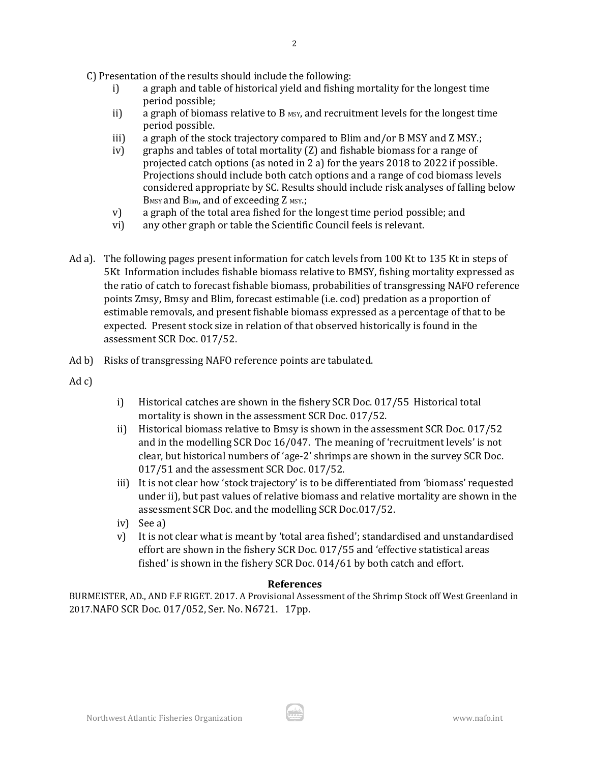C) Presentation of the results should include the following:

- i) a graph and table of historical yield and fishing mortality for the longest time period possible;
- ii) a graph of biomass relative to $B_{MSY}$, and recruitment levels for the longest time period possible.
- iii) a graph of the stock trajectory compared to Blim and/or B MSY and Z MSY.;
- iv) graphs and tables of total mortality (Z) and fishable biomass for a range of projected catch options (as noted in 2 a) for the years 2018 to 2022 if possible. Projections should include both catch options and a range of cod biomass levels considered appropriate by SC. Results should include risk analyses of falling below $B_{MSY}$ and $B_{lim}$, and of exceeding $Z_{MSY}$.;
- v) a graph of the total area fished for the longest time period possible; and
- vi) any other graph or table the Scientific Council feels is relevant.

Ad a). The following pages present information for catch levels from 100 Kt to 135 Kt in steps of 5Kt Information includes fishable biomass relative to BMSY, fishing mortality expressed as the ratio of catch to forecast fishable biomass, probabilities of transgressing NAFO reference points Zmsy, Bmsy and Blim, forecast estimable (i.e. cod) predation as a proportion of estimable removals, and present fishable biomass expressed as a percentage of that to be expected. Present stock size in relation of that observed historically is found in the assessment SCR Doc. 017/52.

Ad b) Risks of transgressing NAFO reference points are tabulated.

Ad c)

- i) Historical catches are shown in the fishery SCR Doc. 017/55 Historical total mortality is shown in the assessment SCR Doc. 017/52.
- ii) Historical biomass relative to Bmsy is shown in the assessment SCR Doc. 017/52 and in the modelling SCR Doc 16/047. The meaning of 'recruitment levels' is not clear, but historical numbers of 'age-2' shrimps are shown in the survey SCR Doc. 017/51 and the assessment SCR Doc. 017/52.
- iii) It is not clear how 'stock trajectory' is to be differentiated from 'biomass' requested under ii), but past values of relative biomass and relative mortality are shown in the assessment SCR Doc. and the modelling SCR Doc.017/52.
- iv) See a)
- v) It is not clear what is meant by 'total area fished'; standardised and unstandardised effort are shown in the fishery SCR Doc. 017/55 and 'effective statistical areas fished' is shown in the fishery SCR Doc. 014/61 by both catch and effort.

## References

BURMEISTER, AD., AND F.F RIGET. 2017. A Provisional Assessment of the Shrimp Stock off West Greenland in 2017.NAFO SCR Doc. 017/052, Ser. No. N6721. 17pp.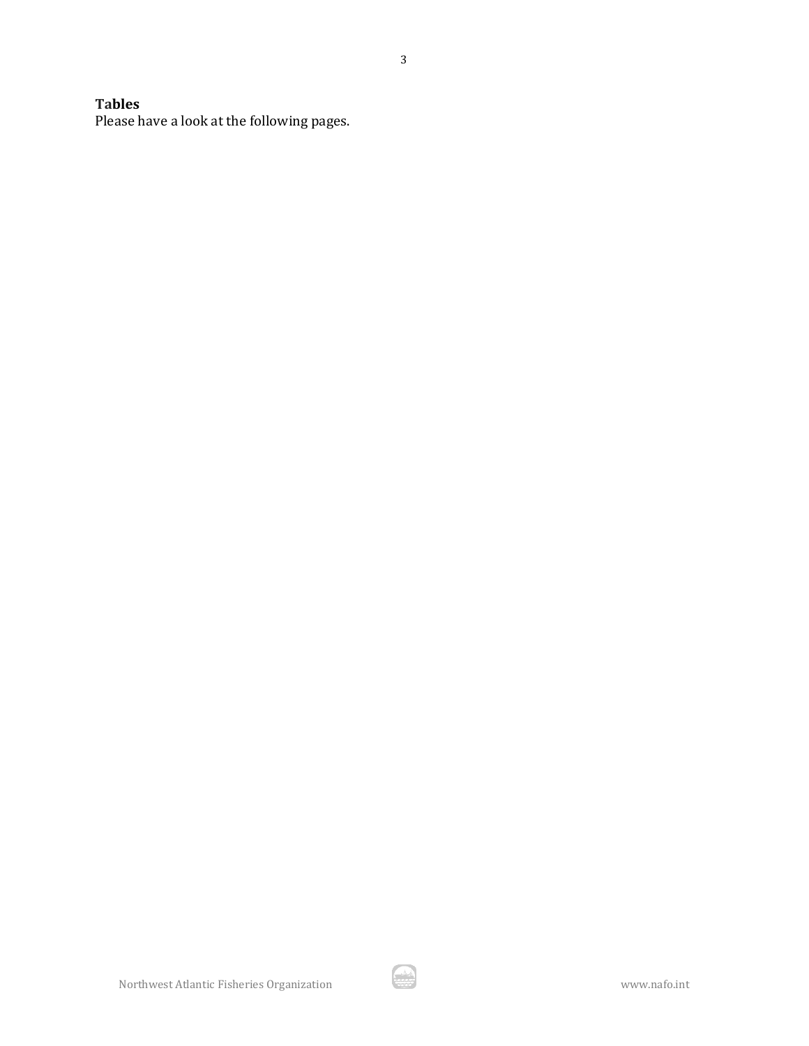**Tables**

Please have a look at the following pages.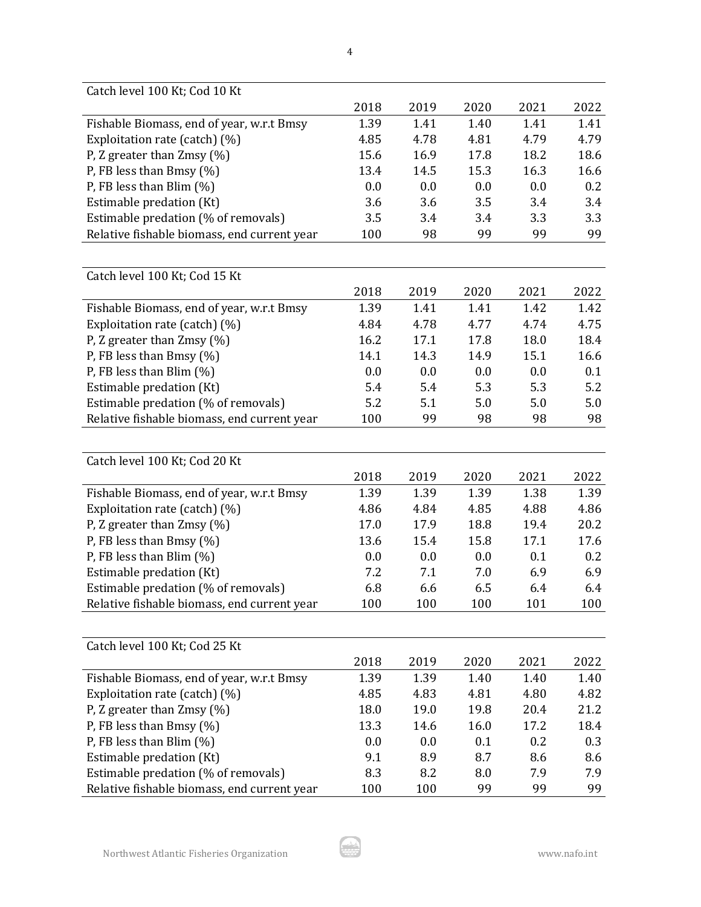| Catch level 100 Kt; Cod 10 Kt | | | | | |
|---|---|---|---|---|---|
| | 2018 | 2019 | 2020 | 2021 | 2022 |
| Fishable Biomass, end of year, w.r.t Bmsy | 1.39 | 1.41 | 1.40 | 1.41 | 1.41 |
| Exploitation rate (catch) (%) | 4.85 | 4.78 | 4.81 | 4.79 | 4.79 |
| P, Z greater than Zmsy (%) | 15.6 | 16.9 | 17.8 | 18.2 | 18.6 |
| P, FB less than Bmsy (%) | 13.4 | 14.5 | 15.3 | 16.3 | 16.6 |
| P, FB less than Blim (%) | 0.0 | 0.0 | 0.0 | 0.0 | 0.2 |
| Estimable predation (Kt) | 3.6 | 3.6 | 3.5 | 3.4 | 3.4 |
| Estimable predation (% of removals) | 3.5 | 3.4 | 3.4 | 3.3 | 3.3 |
| Relative fishable biomass, end current year | 100 | 98 | 99 | 99 | 99 |

| Catch level 100 Kt; Cod 15 Kt | | | | | |
|---|---|---|---|---|---|
| | 2018 | 2019 | 2020 | 2021 | 2022 |
| Fishable Biomass, end of year, w.r.t Bmsy | 1.39 | 1.41 | 1.41 | 1.42 | 1.42 |
| Exploitation rate (catch) (%) | 4.84 | 4.78 | 4.77 | 4.74 | 4.75 |
| P, Z greater than Zmsy (%) | 16.2 | 17.1 | 17.8 | 18.0 | 18.4 |
| P, FB less than Bmsy (%) | 14.1 | 14.3 | 14.9 | 15.1 | 16.6 |
| P, FB less than Blim (%) | 0.0 | 0.0 | 0.0 | 0.0 | 0.1 |
| Estimable predation (Kt) | 5.4 | 5.4 | 5.3 | 5.3 | 5.2 |
| Estimable predation (% of removals) | 5.2 | 5.1 | 5.0 | 5.0 | 5.0 |
| Relative fishable biomass, end current year | 100 | 99 | 98 | 98 | 98 |

| Catch level 100 Kt; Cod 20 Kt | | | | | |
|---|---|---|---|---|---|
| | 2018 | 2019 | 2020 | 2021 | 2022 |
| Fishable Biomass, end of year, w.r.t Bmsy | 1.39 | 1.39 | 1.39 | 1.38 | 1.39 |
| Exploitation rate (catch) (%) | 4.86 | 4.84 | 4.85 | 4.88 | 4.86 |
| P, Z greater than Zmsy (%) | 17.0 | 17.9 | 18.8 | 19.4 | 20.2 |
| P, FB less than Bmsy (%) | 13.6 | 15.4 | 15.8 | 17.1 | 17.6 |
| P, FB less than Blim (%) | 0.0 | 0.0 | 0.0 | 0.1 | 0.2 |
| Estimable predation (Kt) | 7.2 | 7.1 | 7.0 | 6.9 | 6.9 |
| Estimable predation (% of removals) | 6.8 | 6.6 | 6.5 | 6.4 | 6.4 |
| Relative fishable biomass, end current year | 100 | 100 | 100 | 101 | 100 |

| Catch level 100 Kt; Cod 25 Kt | | | | | |
|---|---|---|---|---|---|
| | 2018 | 2019 | 2020 | 2021 | 2022 |
| Fishable Biomass, end of year, w.r.t Bmsy | 1.39 | 1.39 | 1.40 | 1.40 | 1.40 |
| Exploitation rate (catch) (%) | 4.85 | 4.83 | 4.81 | 4.80 | 4.82 |
| P, Z greater than Zmsy (%) | 18.0 | 19.0 | 19.8 | 20.4 | 21.2 |
| P, FB less than Bmsy (%) | 13.3 | 14.6 | 16.0 | 17.2 | 18.4 |
| P, FB less than Blim (%) | 0.0 | 0.0 | 0.1 | 0.2 | 0.3 |
| Estimable predation (Kt) | 9.1 | 8.9 | 8.7 | 8.6 | 8.6 |
| Estimable predation (% of removals) | 8.3 | 8.2 | 8.0 | 7.9 | 7.9 |
| Relative fishable biomass, end current year | 100 | 100 | 99 | 99 | 99 |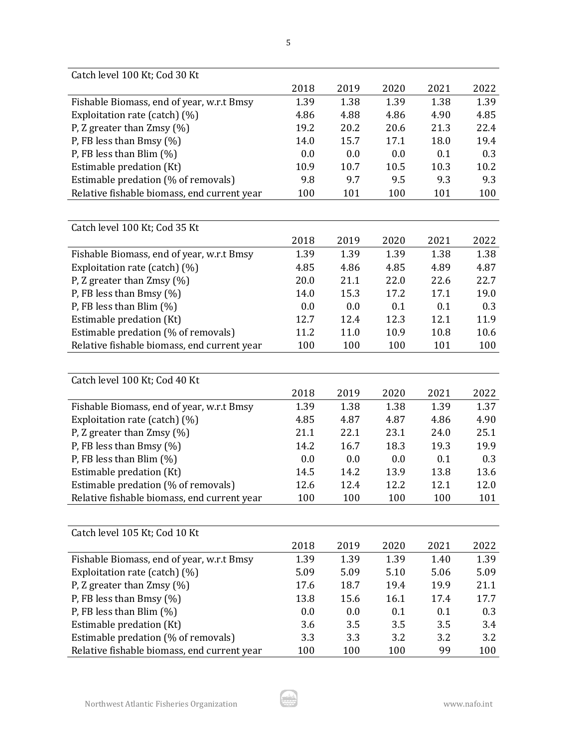| Catch level 100 Kt; Cod 30 Kt | 2018 | 2019 | 2020 | 2021 | 2022 |
|---|---|---|---|---|---|
| Fishable Biomass, end of year, w.r.t Bmsy | 1.39 | 1.38 | 1.39 | 1.38 | 1.39 |
| Exploitation rate (catch) (%) | 4.86 | 4.88 | 4.86 | 4.90 | 4.85 |
| P, Z greater than Zmsy (%) | 19.2 | 20.2 | 20.6 | 21.3 | 22.4 |
| P, FB less than Bmsy (%) | 14.0 | 15.7 | 17.1 | 18.0 | 19.4 |
| P, FB less than Blim (%) | 0.0 | 0.0 | 0.0 | 0.1 | 0.3 |
| Estimable predation (Kt) | 10.9 | 10.7 | 10.5 | 10.3 | 10.2 |
| Estimable predation (% of removals) | 9.8 | 9.7 | 9.5 | 9.3 | 9.3 |
| Relative fishable biomass, end current year | 100 | 101 | 100 | 101 | 100 |

| Catch level 100 Kt; Cod 35 Kt | 2018 | 2019 | 2020 | 2021 | 2022 |
|---|---|---|---|---|---|
| Fishable Biomass, end of year, w.r.t Bmsy | 1.39 | 1.39 | 1.39 | 1.38 | 1.38 |
| Exploitation rate (catch) (%) | 4.85 | 4.86 | 4.85 | 4.89 | 4.87 |
| P, Z greater than Zmsy (%) | 20.0 | 21.1 | 22.0 | 22.6 | 22.7 |
| P, FB less than Bmsy (%) | 14.0 | 15.3 | 17.2 | 17.1 | 19.0 |
| P, FB less than Blim (%) | 0.0 | 0.0 | 0.1 | 0.1 | 0.3 |
| Estimable predation (Kt) | 12.7 | 12.4 | 12.3 | 12.1 | 11.9 |
| Estimable predation (% of removals) | 11.2 | 11.0 | 10.9 | 10.8 | 10.6 |
| Relative fishable biomass, end current year | 100 | 100 | 100 | 101 | 100 |

| Catch level 100 Kt; Cod 40 Kt | 2018 | 2019 | 2020 | 2021 | 2022 |
|---|---|---|---|---|---|
| Fishable Biomass, end of year, w.r.t Bmsy | 1.39 | 1.38 | 1.38 | 1.39 | 1.37 |
| Exploitation rate (catch) (%) | 4.85 | 4.87 | 4.87 | 4.86 | 4.90 |
| P, Z greater than Zmsy (%) | 21.1 | 22.1 | 23.1 | 24.0 | 25.1 |
| P, FB less than Bmsy (%) | 14.2 | 16.7 | 18.3 | 19.3 | 19.9 |
| P, FB less than Blim (%) | 0.0 | 0.0 | 0.0 | 0.1 | 0.3 |
| Estimable predation (Kt) | 14.5 | 14.2 | 13.9 | 13.8 | 13.6 |
| Estimable predation (% of removals) | 12.6 | 12.4 | 12.2 | 12.1 | 12.0 |
| Relative fishable biomass, end current year | 100 | 100 | 100 | 100 | 101 |

| Catch level 105 Kt; Cod 10 Kt | 2018 | 2019 | 2020 | 2021 | 2022 |
|---|---|---|---|---|---|
| Fishable Biomass, end of year, w.r.t Bmsy | 1.39 | 1.39 | 1.39 | 1.40 | 1.39 |
| Exploitation rate (catch) (%) | 5.09 | 5.09 | 5.10 | 5.06 | 5.09 |
| P, Z greater than Zmsy (%) | 17.6 | 18.7 | 19.4 | 19.9 | 21.1 |
| P, FB less than Bmsy (%) | 13.8 | 15.6 | 16.1 | 17.4 | 17.7 |
| P, FB less than Blim (%) | 0.0 | 0.0 | 0.1 | 0.1 | 0.3 |
| Estimable predation (Kt) | 3.6 | 3.5 | 3.5 | 3.5 | 3.4 |
| Estimable predation (% of removals) | 3.3 | 3.3 | 3.2 | 3.2 | 3.2 |
| Relative fishable biomass, end current year | 100 | 100 | 100 | 99 | 100 |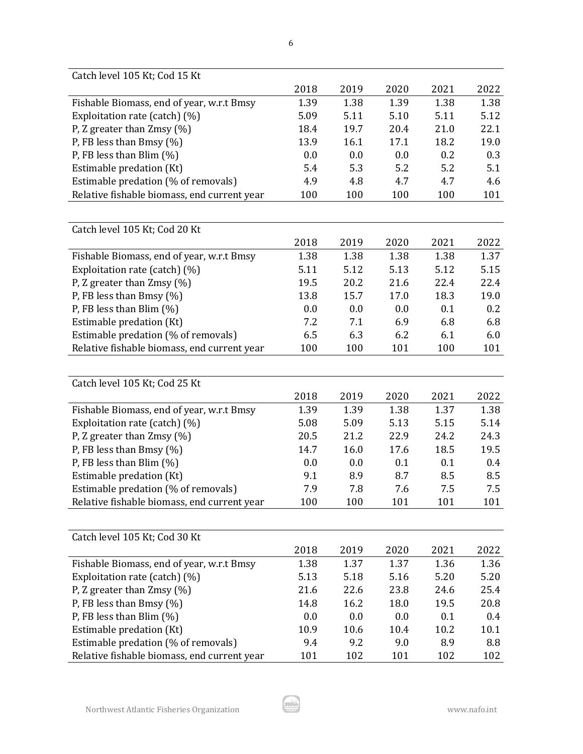| Catch level 105 Kt; Cod 15 Kt | 2018 | 2019 | 2020 | 2021 | 2022 |
|---|---|---|---|---|---|
| Fishable Biomass, end of year, w.r.t Bmsy | 1.39 | 1.38 | 1.39 | 1.38 | 1.38 |
| Exploitation rate (catch) (%) | 5.09 | 5.11 | 5.10 | 5.11 | 5.12 |
| P, Z greater than Zmsy (%) | 18.4 | 19.7 | 20.4 | 21.0 | 22.1 |
| P, FB less than Bmsy (%) | 13.9 | 16.1 | 17.1 | 18.2 | 19.0 |
| P, FB less than Blim (%) | 0.0 | 0.0 | 0.0 | 0.2 | 0.3 |
| Estimable predation (Kt) | 5.4 | 5.3 | 5.2 | 5.2 | 5.1 |
| Estimable predation (% of removals) | 4.9 | 4.8 | 4.7 | 4.7 | 4.6 |
| Relative fishable biomass, end current year | 100 | 100 | 100 | 100 | 101 |

| Catch level 105 Kt; Cod 20 Kt | 2018 | 2019 | 2020 | 2021 | 2022 |
|---|---|---|---|---|---|
| Fishable Biomass, end of year, w.r.t Bmsy | 1.38 | 1.38 | 1.38 | 1.38 | 1.37 |
| Exploitation rate (catch) (%) | 5.11 | 5.12 | 5.13 | 5.12 | 5.15 |
| P, Z greater than Zmsy (%) | 19.5 | 20.2 | 21.6 | 22.4 | 22.4 |
| P, FB less than Bmsy (%) | 13.8 | 15.7 | 17.0 | 18.3 | 19.0 |
| P, FB less than Blim (%) | 0.0 | 0.0 | 0.0 | 0.1 | 0.2 |
| Estimable predation (Kt) | 7.2 | 7.1 | 6.9 | 6.8 | 6.8 |
| Estimable predation (% of removals) | 6.5 | 6.3 | 6.2 | 6.1 | 6.0 |
| Relative fishable biomass, end current year | 100 | 100 | 101 | 100 | 101 |

| Catch level 105 Kt; Cod 25 Kt | 2018 | 2019 | 2020 | 2021 | 2022 |
|---|---|---|---|---|---|
| Fishable Biomass, end of year, w.r.t Bmsy | 1.39 | 1.39 | 1.38 | 1.37 | 1.38 |
| Exploitation rate (catch) (%) | 5.08 | 5.09 | 5.13 | 5.15 | 5.14 |
| P, Z greater than Zmsy (%) | 20.5 | 21.2 | 22.9 | 24.2 | 24.3 |
| P, FB less than Bmsy (%) | 14.7 | 16.0 | 17.6 | 18.5 | 19.5 |
| P, FB less than Blim (%) | 0.0 | 0.0 | 0.1 | 0.1 | 0.4 |
| Estimable predation (Kt) | 9.1 | 8.9 | 8.7 | 8.5 | 8.5 |
| Estimable predation (% of removals) | 7.9 | 7.8 | 7.6 | 7.5 | 7.5 |
| Relative fishable biomass, end current year | 100 | 100 | 101 | 101 | 101 |

| Catch level 105 Kt; Cod 30 Kt | 2018 | 2019 | 2020 | 2021 | 2022 |
|---|---|---|---|---|---|
| Fishable Biomass, end of year, w.r.t Bmsy | 1.38 | 1.37 | 1.37 | 1.36 | 1.36 |
| Exploitation rate (catch) (%) | 5.13 | 5.18 | 5.16 | 5.20 | 5.20 |
| P, Z greater than Zmsy (%) | 21.6 | 22.6 | 23.8 | 24.6 | 25.4 |
| P, FB less than Bmsy (%) | 14.8 | 16.2 | 18.0 | 19.5 | 20.8 |
| P, FB less than Blim (%) | 0.0 | 0.0 | 0.0 | 0.1 | 0.4 |
| Estimable predation (Kt) | 10.9 | 10.6 | 10.4 | 10.2 | 10.1 |
| Estimable predation (% of removals) | 9.4 | 9.2 | 9.0 | 8.9 | 8.8 |
| Relative fishable biomass, end current year | 101 | 102 | 101 | 102 | 102 |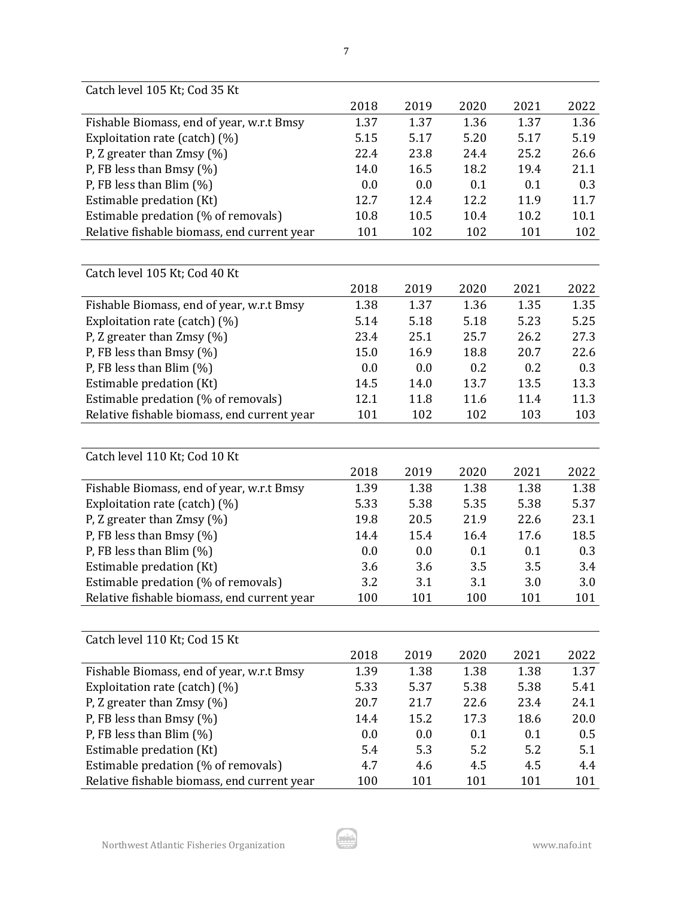| Catch level 105 Kt; Cod 35 Kt | | | | | |
|---|---|---|---|---|---|
| | 2018 | 2019 | 2020 | 2021 | 2022 |
| Fishable Biomass, end of year, w.r.t Bmsy | 1.37 | 1.37 | 1.36 | 1.37 | 1.36 |
| Exploitation rate (catch) (%) | 5.15 | 5.17 | 5.20 | 5.17 | 5.19 |
| P, Z greater than Zmsy (%) | 22.4 | 23.8 | 24.4 | 25.2 | 26.6 |
| P, FB less than Bmsy (%) | 14.0 | 16.5 | 18.2 | 19.4 | 21.1 |
| P, FB less than Blim (%) | 0.0 | 0.0 | 0.1 | 0.1 | 0.3 |
| Estimable predation (Kt) | 12.7 | 12.4 | 12.2 | 11.9 | 11.7 |
| Estimable predation (% of removals) | 10.8 | 10.5 | 10.4 | 10.2 | 10.1 |
| Relative fishable biomass, end current year | 101 | 102 | 102 | 101 | 102 |

| Catch level 105 Kt; Cod 40 Kt | | | | | |
|---|---|---|---|---|---|
| | 2018 | 2019 | 2020 | 2021 | 2022 |
| Fishable Biomass, end of year, w.r.t Bmsy | 1.38 | 1.37 | 1.36 | 1.35 | 1.35 |
| Exploitation rate (catch) (%) | 5.14 | 5.18 | 5.18 | 5.23 | 5.25 |
| P, Z greater than Zmsy (%) | 23.4 | 25.1 | 25.7 | 26.2 | 27.3 |
| P, FB less than Bmsy (%) | 15.0 | 16.9 | 18.8 | 20.7 | 22.6 |
| P, FB less than Blim (%) | 0.0 | 0.0 | 0.2 | 0.2 | 0.3 |
| Estimable predation (Kt) | 14.5 | 14.0 | 13.7 | 13.5 | 13.3 |
| Estimable predation (% of removals) | 12.1 | 11.8 | 11.6 | 11.4 | 11.3 |
| Relative fishable biomass, end current year | 101 | 102 | 102 | 103 | 103 |

| Catch level 110 Kt; Cod 10 Kt | | | | | |
|---|---|---|---|---|---|
| | 2018 | 2019 | 2020 | 2021 | 2022 |
| Fishable Biomass, end of year, w.r.t Bmsy | 1.39 | 1.38 | 1.38 | 1.38 | 1.38 |
| Exploitation rate (catch) (%) | 5.33 | 5.38 | 5.35 | 5.38 | 5.37 |
| P, Z greater than Zmsy (%) | 19.8 | 20.5 | 21.9 | 22.6 | 23.1 |
| P, FB less than Bmsy (%) | 14.4 | 15.4 | 16.4 | 17.6 | 18.5 |
| P, FB less than Blim (%) | 0.0 | 0.0 | 0.1 | 0.1 | 0.3 |
| Estimable predation (Kt) | 3.6 | 3.6 | 3.5 | 3.5 | 3.4 |
| Estimable predation (% of removals) | 3.2 | 3.1 | 3.1 | 3.0 | 3.0 |
| Relative fishable biomass, end current year | 100 | 101 | 100 | 101 | 101 |

| Catch level 110 Kt; Cod 15 Kt | | | | | |
|---|---|---|---|---|---|
| | 2018 | 2019 | 2020 | 2021 | 2022 |
| Fishable Biomass, end of year, w.r.t Bmsy | 1.39 | 1.38 | 1.38 | 1.38 | 1.37 |
| Exploitation rate (catch) (%) | 5.33 | 5.37 | 5.38 | 5.38 | 5.41 |
| P, Z greater than Zmsy (%) | 20.7 | 21.7 | 22.6 | 23.4 | 24.1 |
| P, FB less than Bmsy (%) | 14.4 | 15.2 | 17.3 | 18.6 | 20.0 |
| P, FB less than Blim (%) | 0.0 | 0.0 | 0.1 | 0.1 | 0.5 |
| Estimable predation (Kt) | 5.4 | 5.3 | 5.2 | 5.2 | 5.1 |
| Estimable predation (% of removals) | 4.7 | 4.6 | 4.5 | 4.5 | 4.4 |
| Relative fishable biomass, end current year | 100 | 101 | 101 | 101 | 101 |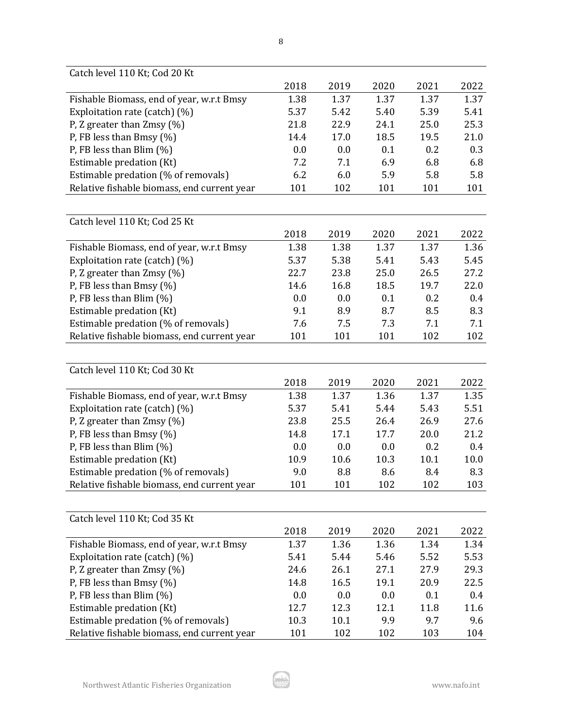| Catch level 110 Kt; Cod 20 Kt | 2018 | 2019 | 2020 | 2021 | 2022 |
|---|---|---|---|---|---|
| Fishable Biomass, end of year, w.r.t Bmsy | 1.38 | 1.37 | 1.37 | 1.37 | 1.37 |
| Exploitation rate (catch) (%) | 5.37 | 5.42 | 5.40 | 5.39 | 5.41 |
| P, Z greater than Zmsy (%) | 21.8 | 22.9 | 24.1 | 25.0 | 25.3 |
| P, FB less than Bmsy (%) | 14.4 | 17.0 | 18.5 | 19.5 | 21.0 |
| P, FB less than Blim (%) | 0.0 | 0.0 | 0.1 | 0.2 | 0.3 |
| Estimable predation (Kt) | 7.2 | 7.1 | 6.9 | 6.8 | 6.8 |
| Estimable predation (% of removals) | 6.2 | 6.0 | 5.9 | 5.8 | 5.8 |
| Relative fishable biomass, end current year | 101 | 102 | 101 | 101 | 101 |

| Catch level 110 Kt; Cod 25 Kt | 2018 | 2019 | 2020 | 2021 | 2022 |
|---|---|---|---|---|---|
| Fishable Biomass, end of year, w.r.t Bmsy | 1.38 | 1.38 | 1.37 | 1.37 | 1.36 |
| Exploitation rate (catch) (%) | 5.37 | 5.38 | 5.41 | 5.43 | 5.45 |
| P, Z greater than Zmsy (%) | 22.7 | 23.8 | 25.0 | 26.5 | 27.2 |
| P, FB less than Bmsy (%) | 14.6 | 16.8 | 18.5 | 19.7 | 22.0 |
| P, FB less than Blim (%) | 0.0 | 0.0 | 0.1 | 0.2 | 0.4 |
| Estimable predation (Kt) | 9.1 | 8.9 | 8.7 | 8.5 | 8.3 |
| Estimable predation (% of removals) | 7.6 | 7.5 | 7.3 | 7.1 | 7.1 |
| Relative fishable biomass, end current year | 101 | 101 | 101 | 102 | 102 |

| Catch level 110 Kt; Cod 30 Kt | 2018 | 2019 | 2020 | 2021 | 2022 |
|---|---|---|---|---|---|
| Fishable Biomass, end of year, w.r.t Bmsy | 1.38 | 1.37 | 1.36 | 1.37 | 1.35 |
| Exploitation rate (catch) (%) | 5.37 | 5.41 | 5.44 | 5.43 | 5.51 |
| P, Z greater than Zmsy (%) | 23.8 | 25.5 | 26.4 | 26.9 | 27.6 |
| P, FB less than Bmsy (%) | 14.8 | 17.1 | 17.7 | 20.0 | 21.2 |
| P, FB less than Blim (%) | 0.0 | 0.0 | 0.0 | 0.2 | 0.4 |
| Estimable predation (Kt) | 10.9 | 10.6 | 10.3 | 10.1 | 10.0 |
| Estimable predation (% of removals) | 9.0 | 8.8 | 8.6 | 8.4 | 8.3 |
| Relative fishable biomass, end current year | 101 | 101 | 102 | 102 | 103 |

| Catch level 110 Kt; Cod 35 Kt | 2018 | 2019 | 2020 | 2021 | 2022 |
|---|---|---|---|---|---|
| Fishable Biomass, end of year, w.r.t Bmsy | 1.37 | 1.36 | 1.36 | 1.34 | 1.34 |
| Exploitation rate (catch) (%) | 5.41 | 5.44 | 5.46 | 5.52 | 5.53 |
| P, Z greater than Zmsy (%) | 24.6 | 26.1 | 27.1 | 27.9 | 29.3 |
| P, FB less than Bmsy (%) | 14.8 | 16.5 | 19.1 | 20.9 | 22.5 |
| P, FB less than Blim (%) | 0.0 | 0.0 | 0.0 | 0.1 | 0.4 |
| Estimable predation (Kt) | 12.7 | 12.3 | 12.1 | 11.8 | 11.6 |
| Estimable predation (% of removals) | 10.3 | 10.1 | 9.9 | 9.7 | 9.6 |
| Relative fishable biomass, end current year | 101 | 102 | 102 | 103 | 104 |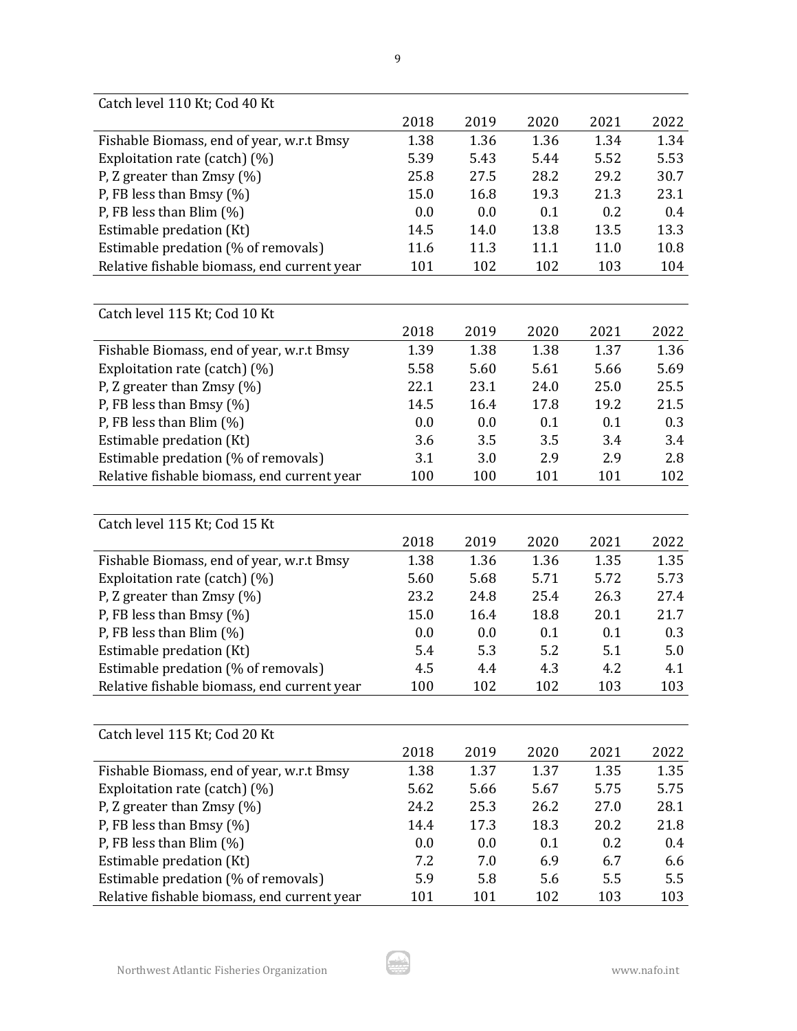| Catch level 110 Kt; Cod 40 Kt | 2018 | 2019 | 2020 | 2021 | 2022 |
|---|---|---|---|---|---|
| Fishable Biomass, end of year, w.r.t Bmsy | 1.38 | 1.36 | 1.36 | 1.34 | 1.34 |
| Exploitation rate (catch) (%) | 5.39 | 5.43 | 5.44 | 5.52 | 5.53 |
| P, Z greater than Zmsy (%) | 25.8 | 27.5 | 28.2 | 29.2 | 30.7 |
| P, FB less than Bmsy (%) | 15.0 | 16.8 | 19.3 | 21.3 | 23.1 |
| P, FB less than Blim (%) | 0.0 | 0.0 | 0.1 | 0.2 | 0.4 |
| Estimable predation (Kt) | 14.5 | 14.0 | 13.8 | 13.5 | 13.3 |
| Estimable predation (% of removals) | 11.6 | 11.3 | 11.1 | 11.0 | 10.8 |
| Relative fishable biomass, end current year | 101 | 102 | 102 | 103 | 104 |

| Catch level 115 Kt; Cod 10 Kt | 2018 | 2019 | 2020 | 2021 | 2022 |
|---|---|---|---|---|---|
| Fishable Biomass, end of year, w.r.t Bmsy | 1.39 | 1.38 | 1.38 | 1.37 | 1.36 |
| Exploitation rate (catch) (%) | 5.58 | 5.60 | 5.61 | 5.66 | 5.69 |
| P, Z greater than Zmsy (%) | 22.1 | 23.1 | 24.0 | 25.0 | 25.5 |
| P, FB less than Bmsy (%) | 14.5 | 16.4 | 17.8 | 19.2 | 21.5 |
| P, FB less than Blim (%) | 0.0 | 0.0 | 0.1 | 0.1 | 0.3 |
| Estimable predation (Kt) | 3.6 | 3.5 | 3.5 | 3.4 | 3.4 |
| Estimable predation (% of removals) | 3.1 | 3.0 | 2.9 | 2.9 | 2.8 |
| Relative fishable biomass, end current year | 100 | 100 | 101 | 101 | 102 |

| Catch level 115 Kt; Cod 15 Kt | 2018 | 2019 | 2020 | 2021 | 2022 |
|---|---|---|---|---|---|
| Fishable Biomass, end of year, w.r.t Bmsy | 1.38 | 1.36 | 1.36 | 1.35 | 1.35 |
| Exploitation rate (catch) (%) | 5.60 | 5.68 | 5.71 | 5.72 | 5.73 |
| P, Z greater than Zmsy (%) | 23.2 | 24.8 | 25.4 | 26.3 | 27.4 |
| P, FB less than Bmsy (%) | 15.0 | 16.4 | 18.8 | 20.1 | 21.7 |
| P, FB less than Blim (%) | 0.0 | 0.0 | 0.1 | 0.1 | 0.3 |
| Estimable predation (Kt) | 5.4 | 5.3 | 5.2 | 5.1 | 5.0 |
| Estimable predation (% of removals) | 4.5 | 4.4 | 4.3 | 4.2 | 4.1 |
| Relative fishable biomass, end current year | 100 | 102 | 102 | 103 | 103 |

| Catch level 115 Kt; Cod 20 Kt | 2018 | 2019 | 2020 | 2021 | 2022 |
|---|---|---|---|---|---|
| Fishable Biomass, end of year, w.r.t Bmsy | 1.38 | 1.37 | 1.37 | 1.35 | 1.35 |
| Exploitation rate (catch) (%) | 5.62 | 5.66 | 5.67 | 5.75 | 5.75 |
| P, Z greater than Zmsy (%) | 24.2 | 25.3 | 26.2 | 27.0 | 28.1 |
| P, FB less than Bmsy (%) | 14.4 | 17.3 | 18.3 | 20.2 | 21.8 |
| P, FB less than Blim (%) | 0.0 | 0.0 | 0.1 | 0.2 | 0.4 |
| Estimable predation (Kt) | 7.2 | 7.0 | 6.9 | 6.7 | 6.6 |
| Estimable predation (% of removals) | 5.9 | 5.8 | 5.6 | 5.5 | 5.5 |
| Relative fishable biomass, end current year | 101 | 101 | 102 | 103 | 103 |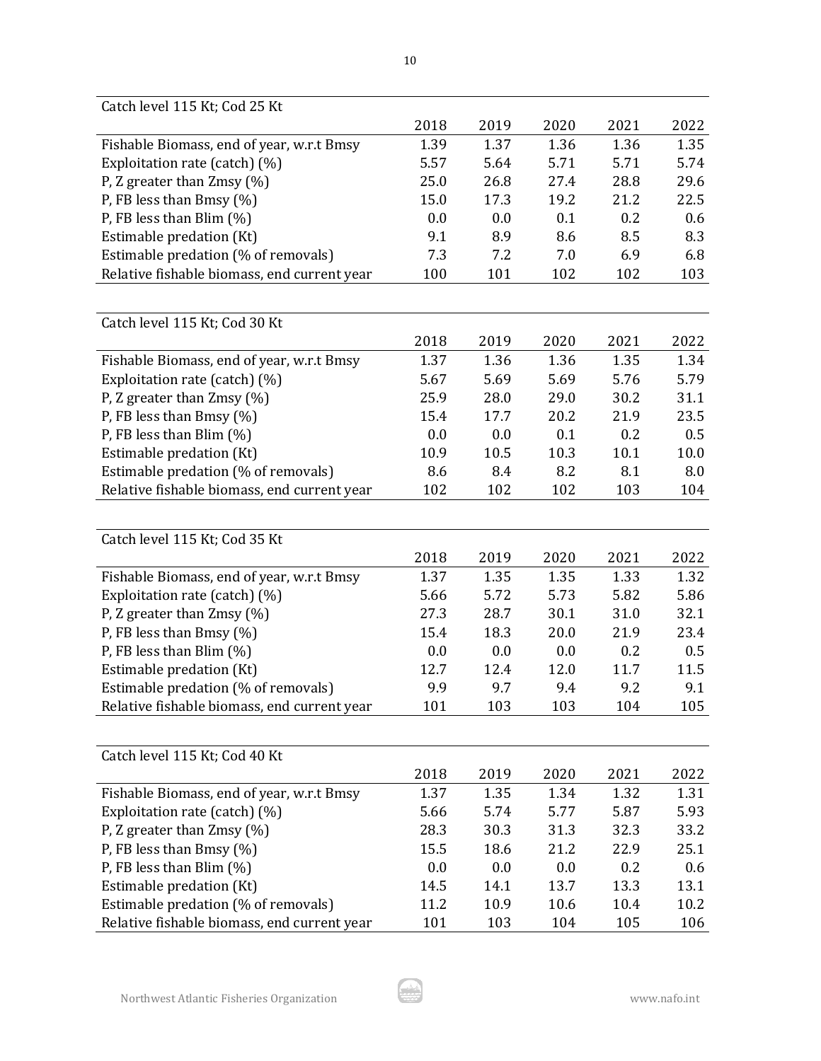| Catch level 115 Kt; Cod 25 Kt | | | | | |
|---|---|---|---|---|---|
| | 2018 | 2019 | 2020 | 2021 | 2022 |
| Fishable Biomass, end of year, w.r.t Bmsy | 1.39 | 1.37 | 1.36 | 1.36 | 1.35 |
| Exploitation rate (catch) (%) | 5.57 | 5.64 | 5.71 | 5.71 | 5.74 |
| P, Z greater than Zmsy (%) | 25.0 | 26.8 | 27.4 | 28.8 | 29.6 |
| P, FB less than Bmsy (%) | 15.0 | 17.3 | 19.2 | 21.2 | 22.5 |
| P, FB less than Blim (%) | 0.0 | 0.0 | 0.1 | 0.2 | 0.6 |
| Estimable predation (Kt) | 9.1 | 8.9 | 8.6 | 8.5 | 8.3 |
| Estimable predation (% of removals) | 7.3 | 7.2 | 7.0 | 6.9 | 6.8 |
| Relative fishable biomass, end current year | 100 | 101 | 102 | 102 | 103 |

| Catch level 115 Kt; Cod 30 Kt | | | | | |
|---|---|---|---|---|---|
| | 2018 | 2019 | 2020 | 2021 | 2022 |
| Fishable Biomass, end of year, w.r.t Bmsy | 1.37 | 1.36 | 1.36 | 1.35 | 1.34 |
| Exploitation rate (catch) (%) | 5.67 | 5.69 | 5.69 | 5.76 | 5.79 |
| P, Z greater than Zmsy (%) | 25.9 | 28.0 | 29.0 | 30.2 | 31.1 |
| P, FB less than Bmsy (%) | 15.4 | 17.7 | 20.2 | 21.9 | 23.5 |
| P, FB less than Blim (%) | 0.0 | 0.0 | 0.1 | 0.2 | 0.5 |
| Estimable predation (Kt) | 10.9 | 10.5 | 10.3 | 10.1 | 10.0 |
| Estimable predation (% of removals) | 8.6 | 8.4 | 8.2 | 8.1 | 8.0 |
| Relative fishable biomass, end current year | 102 | 102 | 102 | 103 | 104 |

| Catch level 115 Kt; Cod 35 Kt | | | | | |
|---|---|---|---|---|---|
| | 2018 | 2019 | 2020 | 2021 | 2022 |
| Fishable Biomass, end of year, w.r.t Bmsy | 1.37 | 1.35 | 1.35 | 1.33 | 1.32 |
| Exploitation rate (catch) (%) | 5.66 | 5.72 | 5.73 | 5.82 | 5.86 |
| P, Z greater than Zmsy (%) | 27.3 | 28.7 | 30.1 | 31.0 | 32.1 |
| P, FB less than Bmsy (%) | 15.4 | 18.3 | 20.0 | 21.9 | 23.4 |
| P, FB less than Blim (%) | 0.0 | 0.0 | 0.0 | 0.2 | 0.5 |
| Estimable predation (Kt) | 12.7 | 12.4 | 12.0 | 11.7 | 11.5 |
| Estimable predation (% of removals) | 9.9 | 9.7 | 9.4 | 9.2 | 9.1 |
| Relative fishable biomass, end current year | 101 | 103 | 103 | 104 | 105 |

| Catch level 115 Kt; Cod 40 Kt | | | | | |
|---|---|---|---|---|---|
| | 2018 | 2019 | 2020 | 2021 | 2022 |
| Fishable Biomass, end of year, w.r.t Bmsy | 1.37 | 1.35 | 1.34 | 1.32 | 1.31 |
| Exploitation rate (catch) (%) | 5.66 | 5.74 | 5.77 | 5.87 | 5.93 |
| P, Z greater than Zmsy (%) | 28.3 | 30.3 | 31.3 | 32.3 | 33.2 |
| P, FB less than Bmsy (%) | 15.5 | 18.6 | 21.2 | 22.9 | 25.1 |
| P, FB less than Blim (%) | 0.0 | 0.0 | 0.0 | 0.2 | 0.6 |
| Estimable predation (Kt) | 14.5 | 14.1 | 13.7 | 13.3 | 13.1 |
| Estimable predation (% of removals) | 11.2 | 10.9 | 10.6 | 10.4 | 10.2 |
| Relative fishable biomass, end current year | 101 | 103 | 104 | 105 | 106 |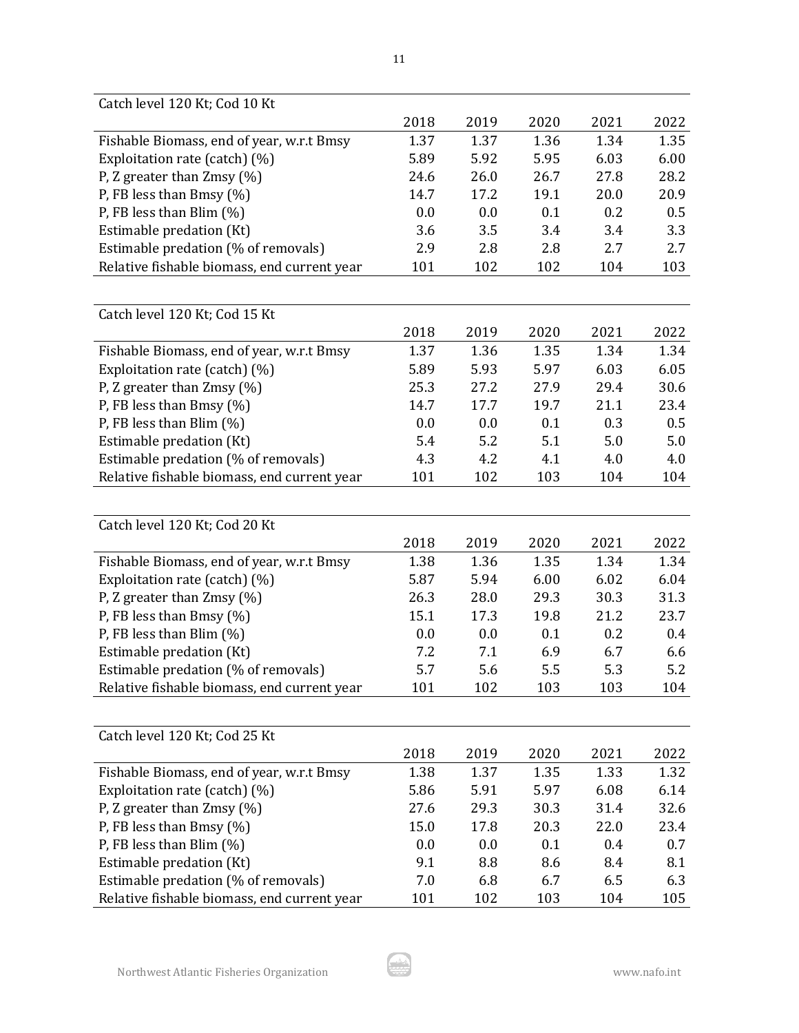| Catch level 120 Kt; Cod 10 Kt | | | | | |
|---|---|---|---|---|---|
| | 2018 | 2019 | 2020 | 2021 | 2022 |
| Fishable Biomass, end of year, w.r.t Bmsy | 1.37 | 1.37 | 1.36 | 1.34 | 1.35 |
| Exploitation rate (catch) (%) | 5.89 | 5.92 | 5.95 | 6.03 | 6.00 |
| P, Z greater than Zmsy (%) | 24.6 | 26.0 | 26.7 | 27.8 | 28.2 |
| P, FB less than Bmsy (%) | 14.7 | 17.2 | 19.1 | 20.0 | 20.9 |
| P, FB less than Blim (%) | 0.0 | 0.0 | 0.1 | 0.2 | 0.5 |
| Estimable predation (Kt) | 3.6 | 3.5 | 3.4 | 3.4 | 3.3 |
| Estimable predation (% of removals) | 2.9 | 2.8 | 2.8 | 2.7 | 2.7 |
| Relative fishable biomass, end current year | 101 | 102 | 102 | 104 | 103 |

| Catch level 120 Kt; Cod 15 Kt | | | | | |
|---|---|---|---|---|---|
| | 2018 | 2019 | 2020 | 2021 | 2022 |
| Fishable Biomass, end of year, w.r.t Bmsy | 1.37 | 1.36 | 1.35 | 1.34 | 1.34 |
| Exploitation rate (catch) (%) | 5.89 | 5.93 | 5.97 | 6.03 | 6.05 |
| P, Z greater than Zmsy (%) | 25.3 | 27.2 | 27.9 | 29.4 | 30.6 |
| P, FB less than Bmsy (%) | 14.7 | 17.7 | 19.7 | 21.1 | 23.4 |
| P, FB less than Blim (%) | 0.0 | 0.0 | 0.1 | 0.3 | 0.5 |
| Estimable predation (Kt) | 5.4 | 5.2 | 5.1 | 5.0 | 5.0 |
| Estimable predation (% of removals) | 4.3 | 4.2 | 4.1 | 4.0 | 4.0 |
| Relative fishable biomass, end current year | 101 | 102 | 103 | 104 | 104 |

| Catch level 120 Kt; Cod 20 Kt | | | | | |
|---|---|---|---|---|---|
| | 2018 | 2019 | 2020 | 2021 | 2022 |
| Fishable Biomass, end of year, w.r.t Bmsy | 1.38 | 1.36 | 1.35 | 1.34 | 1.34 |
| Exploitation rate (catch) (%) | 5.87 | 5.94 | 6.00 | 6.02 | 6.04 |
| P, Z greater than Zmsy (%) | 26.3 | 28.0 | 29.3 | 30.3 | 31.3 |
| P, FB less than Bmsy (%) | 15.1 | 17.3 | 19.8 | 21.2 | 23.7 |
| P, FB less than Blim (%) | 0.0 | 0.0 | 0.1 | 0.2 | 0.4 |
| Estimable predation (Kt) | 7.2 | 7.1 | 6.9 | 6.7 | 6.6 |
| Estimable predation (% of removals) | 5.7 | 5.6 | 5.5 | 5.3 | 5.2 |
| Relative fishable biomass, end current year | 101 | 102 | 103 | 103 | 104 |

| Catch level 120 Kt; Cod 25 Kt | | | | | |
|---|---|---|---|---|---|
| | 2018 | 2019 | 2020 | 2021 | 2022 |
| Fishable Biomass, end of year, w.r.t Bmsy | 1.38 | 1.37 | 1.35 | 1.33 | 1.32 |
| Exploitation rate (catch) (%) | 5.86 | 5.91 | 5.97 | 6.08 | 6.14 |
| P, Z greater than Zmsy (%) | 27.6 | 29.3 | 30.3 | 31.4 | 32.6 |
| P, FB less than Bmsy (%) | 15.0 | 17.8 | 20.3 | 22.0 | 23.4 |
| P, FB less than Blim (%) | 0.0 | 0.0 | 0.1 | 0.4 | 0.7 |
| Estimable predation (Kt) | 9.1 | 8.8 | 8.6 | 8.4 | 8.1 |
| Estimable predation (% of removals) | 7.0 | 6.8 | 6.7 | 6.5 | 6.3 |
| Relative fishable biomass, end current year | 101 | 102 | 103 | 104 | 105 |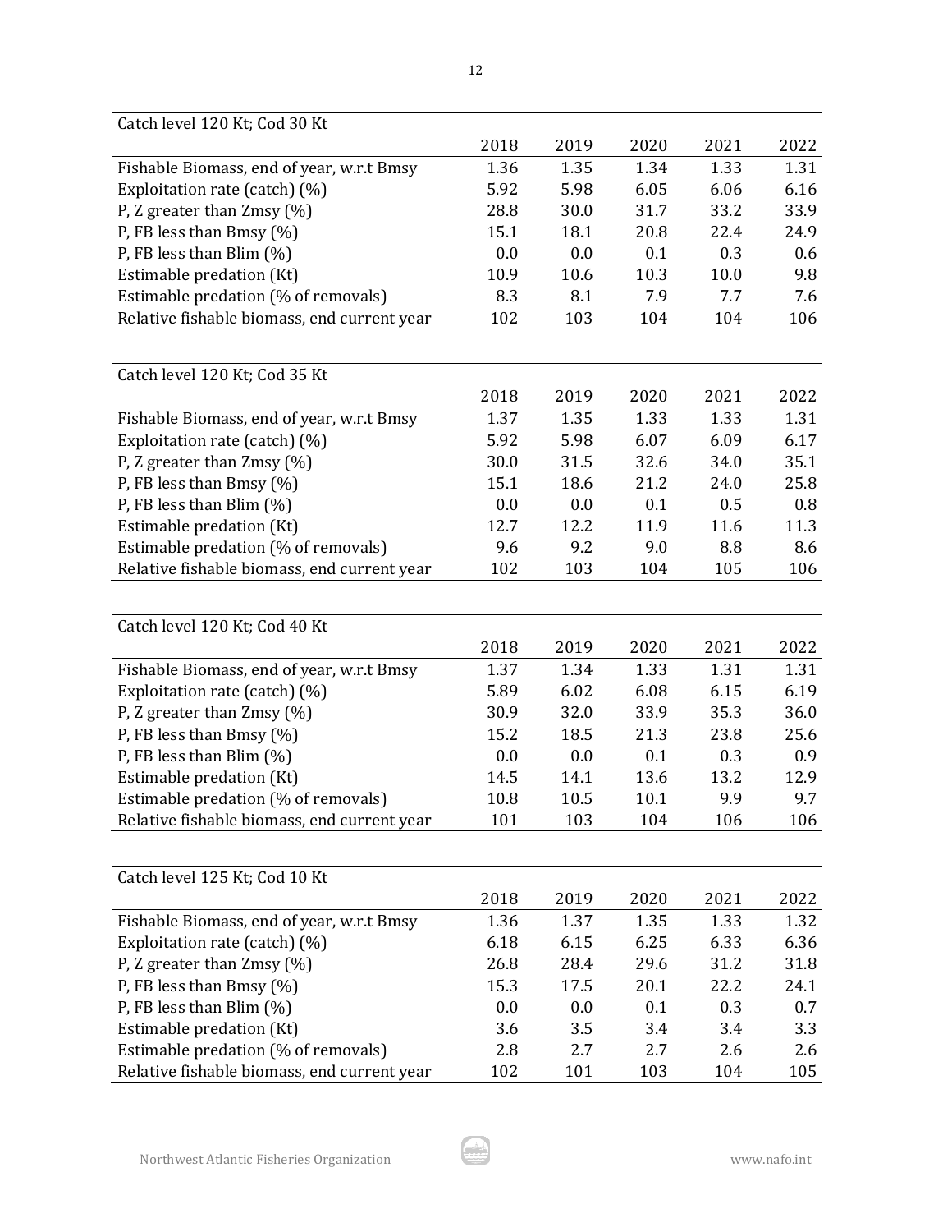| Catch level 120 Kt; Cod 30 Kt | | | | | |
|---|---|---|---|---|---|
| | 2018 | 2019 | 2020 | 2021 | 2022 |
| Fishable Biomass, end of year, w.r.t Bmsy | 1.36 | 1.35 | 1.34 | 1.33 | 1.31 |
| Exploitation rate (catch) (%) | 5.92 | 5.98 | 6.05 | 6.06 | 6.16 |
| P, Z greater than Zmsy (%) | 28.8 | 30.0 | 31.7 | 33.2 | 33.9 |
| P, FB less than Bmsy (%) | 15.1 | 18.1 | 20.8 | 22.4 | 24.9 |
| P, FB less than Blim (%) | 0.0 | 0.0 | 0.1 | 0.3 | 0.6 |
| Estimable predation (Kt) | 10.9 | 10.6 | 10.3 | 10.0 | 9.8 |
| Estimable predation (% of removals) | 8.3 | 8.1 | 7.9 | 7.7 | 7.6 |
| Relative fishable biomass, end current year | 102 | 103 | 104 | 104 | 106 |

| Catch level 120 Kt; Cod 35 Kt | | | | | |
|---|---|---|---|---|---|
| | 2018 | 2019 | 2020 | 2021 | 2022 |
| Fishable Biomass, end of year, w.r.t Bmsy | 1.37 | 1.35 | 1.33 | 1.33 | 1.31 |
| Exploitation rate (catch) (%) | 5.92 | 5.98 | 6.07 | 6.09 | 6.17 |
| P, Z greater than Zmsy (%) | 30.0 | 31.5 | 32.6 | 34.0 | 35.1 |
| P, FB less than Bmsy (%) | 15.1 | 18.6 | 21.2 | 24.0 | 25.8 |
| P, FB less than Blim (%) | 0.0 | 0.0 | 0.1 | 0.5 | 0.8 |
| Estimable predation (Kt) | 12.7 | 12.2 | 11.9 | 11.6 | 11.3 |
| Estimable predation (% of removals) | 9.6 | 9.2 | 9.0 | 8.8 | 8.6 |
| Relative fishable biomass, end current year | 102 | 103 | 104 | 105 | 106 |

| Catch level 120 Kt; Cod 40 Kt | | | | | |
|---|---|---|---|---|---|
| | 2018 | 2019 | 2020 | 2021 | 2022 |
| Fishable Biomass, end of year, w.r.t Bmsy | 1.37 | 1.34 | 1.33 | 1.31 | 1.31 |
| Exploitation rate (catch) (%) | 5.89 | 6.02 | 6.08 | 6.15 | 6.19 |
| P, Z greater than Zmsy (%) | 30.9 | 32.0 | 33.9 | 35.3 | 36.0 |
| P, FB less than Bmsy (%) | 15.2 | 18.5 | 21.3 | 23.8 | 25.6 |
| P, FB less than Blim (%) | 0.0 | 0.0 | 0.1 | 0.3 | 0.9 |
| Estimable predation (Kt) | 14.5 | 14.1 | 13.6 | 13.2 | 12.9 |
| Estimable predation (% of removals) | 10.8 | 10.5 | 10.1 | 9.9 | 9.7 |
| Relative fishable biomass, end current year | 101 | 103 | 104 | 106 | 106 |

| Catch level 125 Kt; Cod 10 Kt | | | | | |
|---|---|---|---|---|---|
| | 2018 | 2019 | 2020 | 2021 | 2022 |
| Fishable Biomass, end of year, w.r.t Bmsy | 1.36 | 1.37 | 1.35 | 1.33 | 1.32 |
| Exploitation rate (catch) (%) | 6.18 | 6.15 | 6.25 | 6.33 | 6.36 |
| P, Z greater than Zmsy (%) | 26.8 | 28.4 | 29.6 | 31.2 | 31.8 |
| P, FB less than Bmsy (%) | 15.3 | 17.5 | 20.1 | 22.2 | 24.1 |
| P, FB less than Blim (%) | 0.0 | 0.0 | 0.1 | 0.3 | 0.7 |
| Estimable predation (Kt) | 3.6 | 3.5 | 3.4 | 3.4 | 3.3 |
| Estimable predation (% of removals) | 2.8 | 2.7 | 2.7 | 2.6 | 2.6 |
| Relative fishable biomass, end current year | 102 | 101 | 103 | 104 | 105 |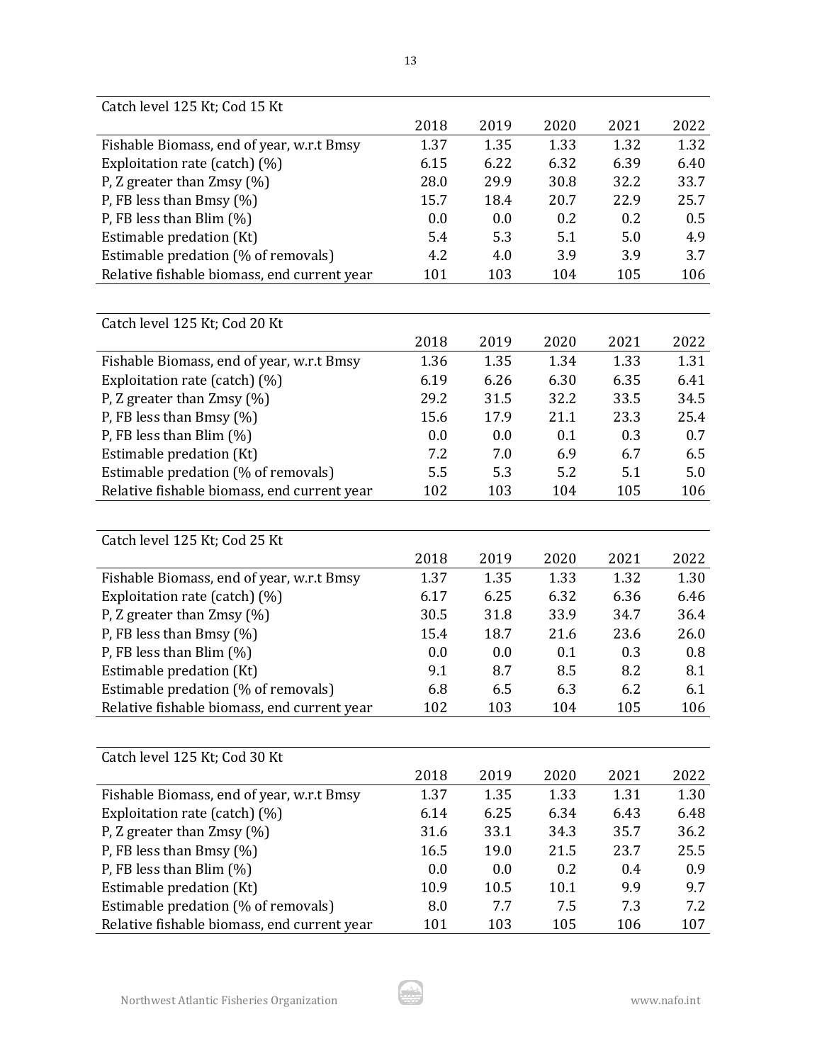| Catch level 125 Kt; Cod 15 Kt | | | | | |
|---|---|---|---|---|---|
| | 2018 | 2019 | 2020 | 2021 | 2022 |
| Fishable Biomass, end of year, w.r.t Bmsy | 1.37 | 1.35 | 1.33 | 1.32 | 1.32 |
| Exploitation rate (catch) (%) | 6.15 | 6.22 | 6.32 | 6.39 | 6.40 |
| P, Z greater than Zmsy (%) | 28.0 | 29.9 | 30.8 | 32.2 | 33.7 |
| P, FB less than Bmsy (%) | 15.7 | 18.4 | 20.7 | 22.9 | 25.7 |
| P, FB less than Blim (%) | 0.0 | 0.0 | 0.2 | 0.2 | 0.5 |
| Estimable predation (Kt) | 5.4 | 5.3 | 5.1 | 5.0 | 4.9 |
| Estimable predation (% of removals) | 4.2 | 4.0 | 3.9 | 3.9 | 3.7 |
| Relative fishable biomass, end current year | 101 | 103 | 104 | 105 | 106 |

| Catch level 125 Kt; Cod 20 Kt | | | | | |
|---|---|---|---|---|---|
| | 2018 | 2019 | 2020 | 2021 | 2022 |
| Fishable Biomass, end of year, w.r.t Bmsy | 1.36 | 1.35 | 1.34 | 1.33 | 1.31 |
| Exploitation rate (catch) (%) | 6.19 | 6.26 | 6.30 | 6.35 | 6.41 |
| P, Z greater than Zmsy (%) | 29.2 | 31.5 | 32.2 | 33.5 | 34.5 |
| P, FB less than Bmsy (%) | 15.6 | 17.9 | 21.1 | 23.3 | 25.4 |
| P, FB less than Blim (%) | 0.0 | 0.0 | 0.1 | 0.3 | 0.7 |
| Estimable predation (Kt) | 7.2 | 7.0 | 6.9 | 6.7 | 6.5 |
| Estimable predation (% of removals) | 5.5 | 5.3 | 5.2 | 5.1 | 5.0 |
| Relative fishable biomass, end current year | 102 | 103 | 104 | 105 | 106 |

| Catch level 125 Kt; Cod 25 Kt | | | | | |
|---|---|---|---|---|---|
| | 2018 | 2019 | 2020 | 2021 | 2022 |
| Fishable Biomass, end of year, w.r.t Bmsy | 1.37 | 1.35 | 1.33 | 1.32 | 1.30 |
| Exploitation rate (catch) (%) | 6.17 | 6.25 | 6.32 | 6.36 | 6.46 |
| P, Z greater than Zmsy (%) | 30.5 | 31.8 | 33.9 | 34.7 | 36.4 |
| P, FB less than Bmsy (%) | 15.4 | 18.7 | 21.6 | 23.6 | 26.0 |
| P, FB less than Blim (%) | 0.0 | 0.0 | 0.1 | 0.3 | 0.8 |
| Estimable predation (Kt) | 9.1 | 8.7 | 8.5 | 8.2 | 8.1 |
| Estimable predation (% of removals) | 6.8 | 6.5 | 6.3 | 6.2 | 6.1 |
| Relative fishable biomass, end current year | 102 | 103 | 104 | 105 | 106 |

| Catch level 125 Kt; Cod 30 Kt | | | | | |
|---|---|---|---|---|---|
| | 2018 | 2019 | 2020 | 2021 | 2022 |
| Fishable Biomass, end of year, w.r.t Bmsy | 1.37 | 1.35 | 1.33 | 1.31 | 1.30 |
| Exploitation rate (catch) (%) | 6.14 | 6.25 | 6.34 | 6.43 | 6.48 |
| P, Z greater than Zmsy (%) | 31.6 | 33.1 | 34.3 | 35.7 | 36.2 |
| P, FB less than Bmsy (%) | 16.5 | 19.0 | 21.5 | 23.7 | 25.5 |
| P, FB less than Blim (%) | 0.0 | 0.0 | 0.2 | 0.4 | 0.9 |
| Estimable predation (Kt) | 10.9 | 10.5 | 10.1 | 9.9 | 9.7 |
| Estimable predation (% of removals) | 8.0 | 7.7 | 7.5 | 7.3 | 7.2 |
| Relative fishable biomass, end current year | 101 | 103 | 105 | 106 | 107 |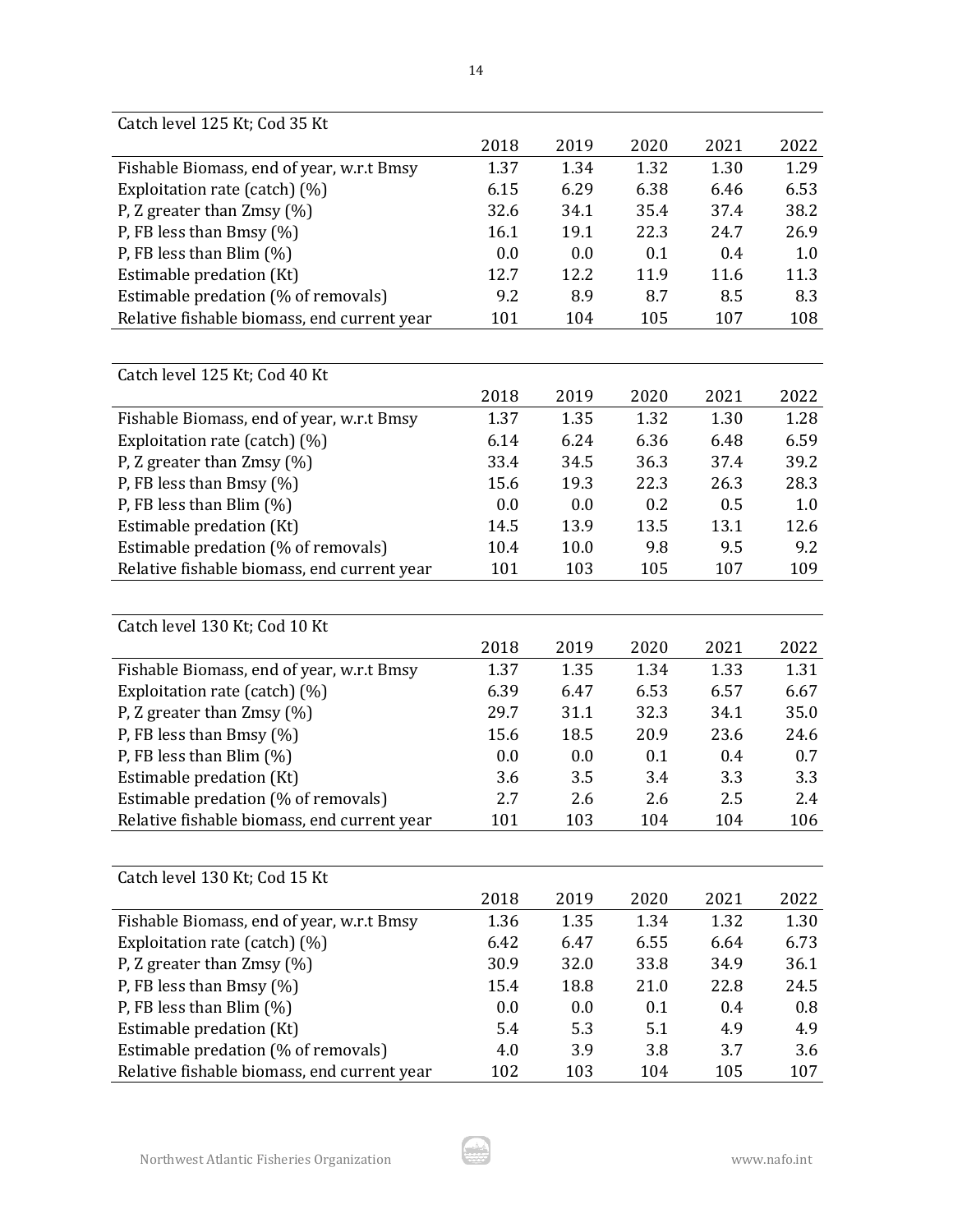| Catch level 125 Kt; Cod 35 Kt | | | | | |
|---|---|---|---|---|---|
| | 2018 | 2019 | 2020 | 2021 | 2022 |
| Fishable Biomass, end of year, w.r.t Bmsy | 1.37 | 1.34 | 1.32 | 1.30 | 1.29 |
| Exploitation rate (catch) (%) | 6.15 | 6.29 | 6.38 | 6.46 | 6.53 |
| P, Z greater than Zmsy (%) | 32.6 | 34.1 | 35.4 | 37.4 | 38.2 |
| P, FB less than Bmsy (%) | 16.1 | 19.1 | 22.3 | 24.7 | 26.9 |
| P, FB less than Blim (%) | 0.0 | 0.0 | 0.1 | 0.4 | 1.0 |
| Estimable predation (Kt) | 12.7 | 12.2 | 11.9 | 11.6 | 11.3 |
| Estimable predation (% of removals) | 9.2 | 8.9 | 8.7 | 8.5 | 8.3 |
| Relative fishable biomass, end current year | 101 | 104 | 105 | 107 | 108 |

| Catch level 125 Kt; Cod 40 Kt | | | | | |
|---|---|---|---|---|---|
| | 2018 | 2019 | 2020 | 2021 | 2022 |
| Fishable Biomass, end of year, w.r.t Bmsy | 1.37 | 1.35 | 1.32 | 1.30 | 1.28 |
| Exploitation rate (catch) (%) | 6.14 | 6.24 | 6.36 | 6.48 | 6.59 |
| P, Z greater than Zmsy (%) | 33.4 | 34.5 | 36.3 | 37.4 | 39.2 |
| P, FB less than Bmsy (%) | 15.6 | 19.3 | 22.3 | 26.3 | 28.3 |
| P, FB less than Blim (%) | 0.0 | 0.0 | 0.2 | 0.5 | 1.0 |
| Estimable predation (Kt) | 14.5 | 13.9 | 13.5 | 13.1 | 12.6 |
| Estimable predation (% of removals) | 10.4 | 10.0 | 9.8 | 9.5 | 9.2 |
| Relative fishable biomass, end current year | 101 | 103 | 105 | 107 | 109 |

| Catch level 130 Kt; Cod 10 Kt | | | | | |
|---|---|---|---|---|---|
| | 2018 | 2019 | 2020 | 2021 | 2022 |
| Fishable Biomass, end of year, w.r.t Bmsy | 1.37 | 1.35 | 1.34 | 1.33 | 1.31 |
| Exploitation rate (catch) (%) | 6.39 | 6.47 | 6.53 | 6.57 | 6.67 |
| P, Z greater than Zmsy (%) | 29.7 | 31.1 | 32.3 | 34.1 | 35.0 |
| P, FB less than Bmsy (%) | 15.6 | 18.5 | 20.9 | 23.6 | 24.6 |
| P, FB less than Blim (%) | 0.0 | 0.0 | 0.1 | 0.4 | 0.7 |
| Estimable predation (Kt) | 3.6 | 3.5 | 3.4 | 3.3 | 3.3 |
| Estimable predation (% of removals) | 2.7 | 2.6 | 2.6 | 2.5 | 2.4 |
| Relative fishable biomass, end current year | 101 | 103 | 104 | 104 | 106 |

| Catch level 130 Kt; Cod 15 Kt | | | | | |
|---|---|---|---|---|---|
| | 2018 | 2019 | 2020 | 2021 | 2022 |
| Fishable Biomass, end of year, w.r.t Bmsy | 1.36 | 1.35 | 1.34 | 1.32 | 1.30 |
| Exploitation rate (catch) (%) | 6.42 | 6.47 | 6.55 | 6.64 | 6.73 |
| P, Z greater than Zmsy (%) | 30.9 | 32.0 | 33.8 | 34.9 | 36.1 |
| P, FB less than Bmsy (%) | 15.4 | 18.8 | 21.0 | 22.8 | 24.5 |
| P, FB less than Blim (%) | 0.0 | 0.0 | 0.1 | 0.4 | 0.8 |
| Estimable predation (Kt) | 5.4 | 5.3 | 5.1 | 4.9 | 4.9 |
| Estimable predation (% of removals) | 4.0 | 3.9 | 3.8 | 3.7 | 3.6 |
| Relative fishable biomass, end current year | 102 | 103 | 104 | 105 | 107 |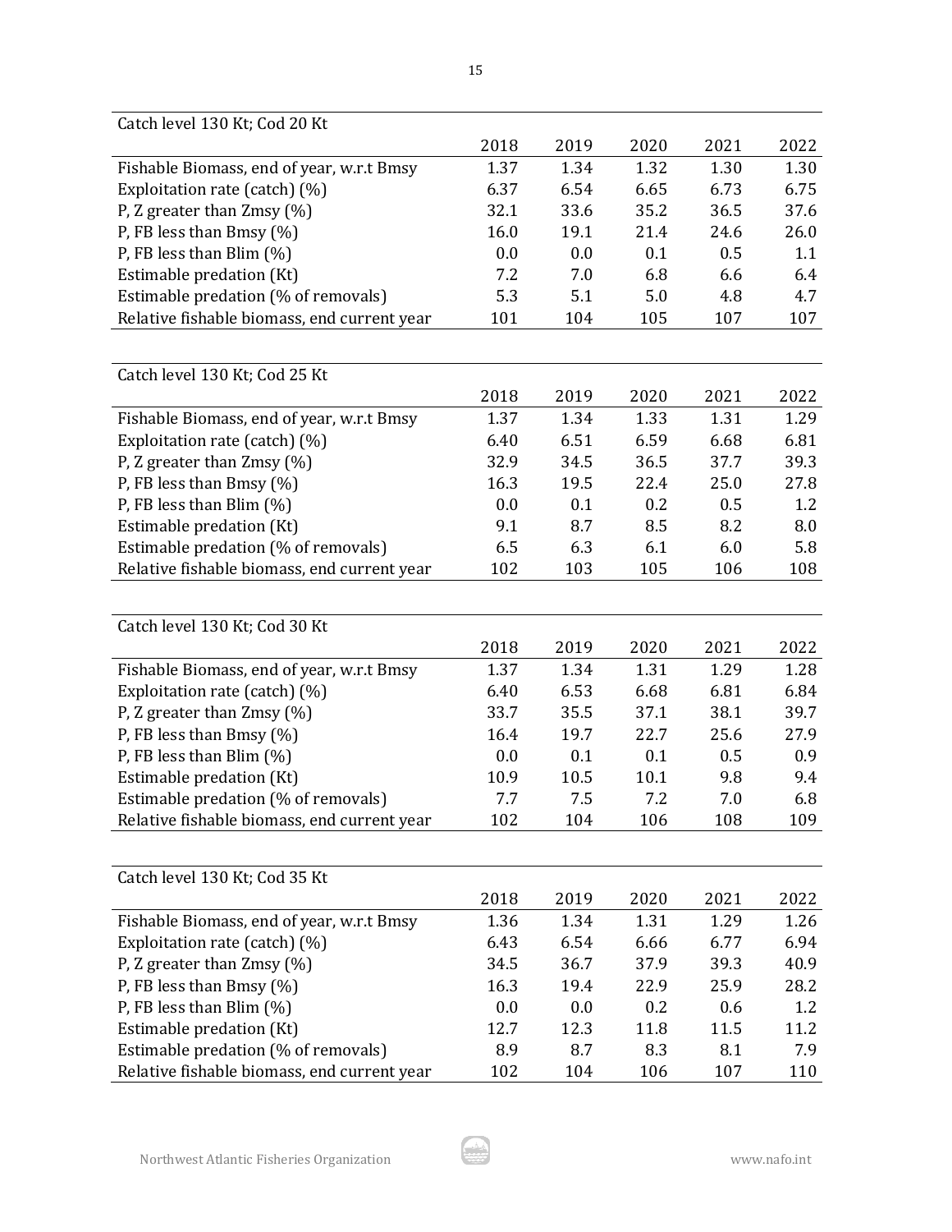| Catch level 130 Kt; Cod 20 Kt | 2018 | 2019 | 2020 | 2021 | 2022 |
|---|---|---|---|---|---|
| Fishable Biomass, end of year, w.r.t Bmsy | 1.37 | 1.34 | 1.32 | 1.30 | 1.30 |
| Exploitation rate (catch) (%) | 6.37 | 6.54 | 6.65 | 6.73 | 6.75 |
| P, Z greater than Zmsy (%) | 32.1 | 33.6 | 35.2 | 36.5 | 37.6 |
| P, FB less than Bmsy (%) | 16.0 | 19.1 | 21.4 | 24.6 | 26.0 |
| P, FB less than Blim (%) | 0.0 | 0.0 | 0.1 | 0.5 | 1.1 |
| Estimable predation (Kt) | 7.2 | 7.0 | 6.8 | 6.6 | 6.4 |
| Estimable predation (% of removals) | 5.3 | 5.1 | 5.0 | 4.8 | 4.7 |
| Relative fishable biomass, end current year | 101 | 104 | 105 | 107 | 107 |

| Catch level 130 Kt; Cod 25 Kt | 2018 | 2019 | 2020 | 2021 | 2022 |
|---|---|---|---|---|---|
| Fishable Biomass, end of year, w.r.t Bmsy | 1.37 | 1.34 | 1.33 | 1.31 | 1.29 |
| Exploitation rate (catch) (%) | 6.40 | 6.51 | 6.59 | 6.68 | 6.81 |
| P, Z greater than Zmsy (%) | 32.9 | 34.5 | 36.5 | 37.7 | 39.3 |
| P, FB less than Bmsy (%) | 16.3 | 19.5 | 22.4 | 25.0 | 27.8 |
| P, FB less than Blim (%) | 0.0 | 0.1 | 0.2 | 0.5 | 1.2 |
| Estimable predation (Kt) | 9.1 | 8.7 | 8.5 | 8.2 | 8.0 |
| Estimable predation (% of removals) | 6.5 | 6.3 | 6.1 | 6.0 | 5.8 |
| Relative fishable biomass, end current year | 102 | 103 | 105 | 106 | 108 |

| Catch level 130 Kt; Cod 30 Kt | 2018 | 2019 | 2020 | 2021 | 2022 |
|---|---|---|---|---|---|
| Fishable Biomass, end of year, w.r.t Bmsy | 1.37 | 1.34 | 1.31 | 1.29 | 1.28 |
| Exploitation rate (catch) (%) | 6.40 | 6.53 | 6.68 | 6.81 | 6.84 |
| P, Z greater than Zmsy (%) | 33.7 | 35.5 | 37.1 | 38.1 | 39.7 |
| P, FB less than Bmsy (%) | 16.4 | 19.7 | 22.7 | 25.6 | 27.9 |
| P, FB less than Blim (%) | 0.0 | 0.1 | 0.1 | 0.5 | 0.9 |
| Estimable predation (Kt) | 10.9 | 10.5 | 10.1 | 9.8 | 9.4 |
| Estimable predation (% of removals) | 7.7 | 7.5 | 7.2 | 7.0 | 6.8 |
| Relative fishable biomass, end current year | 102 | 104 | 106 | 108 | 109 |

| Catch level 130 Kt; Cod 35 Kt | 2018 | 2019 | 2020 | 2021 | 2022 |
|---|---|---|---|---|---|
| Fishable Biomass, end of year, w.r.t Bmsy | 1.36 | 1.34 | 1.31 | 1.29 | 1.26 |
| Exploitation rate (catch) (%) | 6.43 | 6.54 | 6.66 | 6.77 | 6.94 |
| P, Z greater than Zmsy (%) | 34.5 | 36.7 | 37.9 | 39.3 | 40.9 |
| P, FB less than Bmsy (%) | 16.3 | 19.4 | 22.9 | 25.9 | 28.2 |
| P, FB less than Blim (%) | 0.0 | 0.0 | 0.2 | 0.6 | 1.2 |
| Estimable predation (Kt) | 12.7 | 12.3 | 11.8 | 11.5 | 11.2 |
| Estimable predation (% of removals) | 8.9 | 8.7 | 8.3 | 8.1 | 7.9 |
| Relative fishable biomass, end current year | 102 | 104 | 106 | 107 | 110 |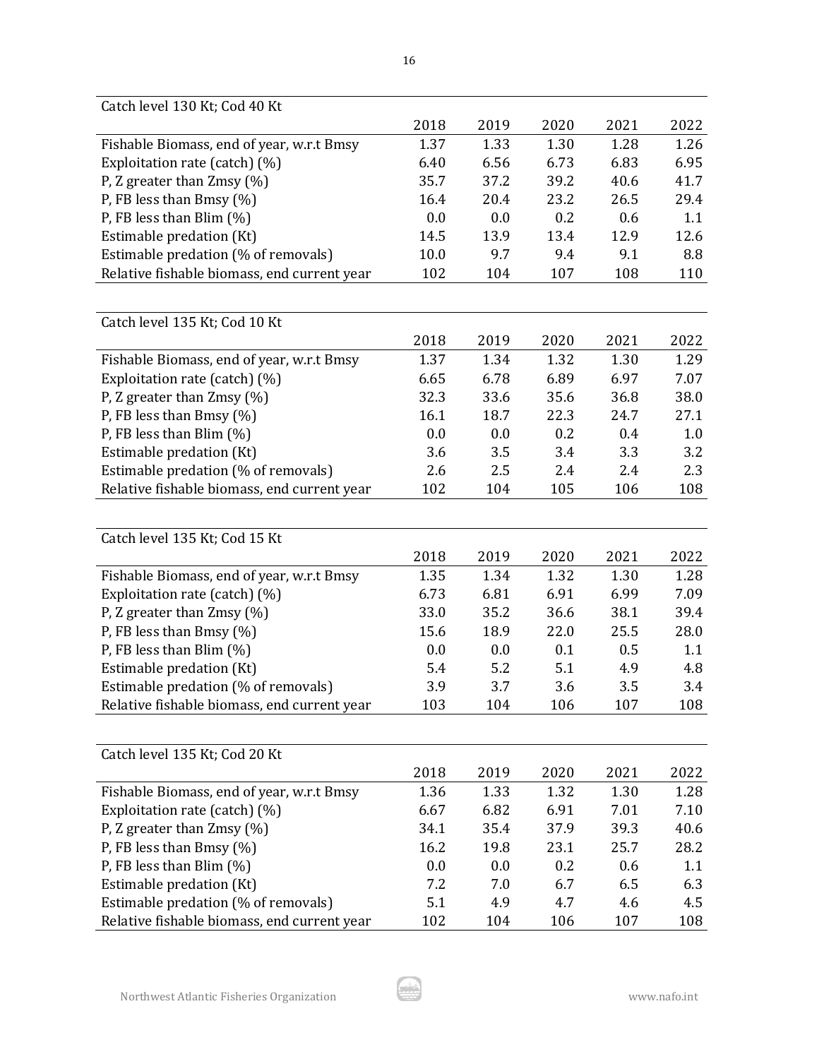| Catch level 130 Kt; Cod 40 Kt | | | | | |
|---|---|---|---|---|---|
| | 2018 | 2019 | 2020 | 2021 | 2022 |
| Fishable Biomass, end of year, w.r.t Bmsy | 1.37 | 1.33 | 1.30 | 1.28 | 1.26 |
| Exploitation rate (catch) (%) | 6.40 | 6.56 | 6.73 | 6.83 | 6.95 |
| P, Z greater than Zmsy (%) | 35.7 | 37.2 | 39.2 | 40.6 | 41.7 |
| P, FB less than Bmsy (%) | 16.4 | 20.4 | 23.2 | 26.5 | 29.4 |
| P, FB less than Blim (%) | 0.0 | 0.0 | 0.2 | 0.6 | 1.1 |
| Estimable predation (Kt) | 14.5 | 13.9 | 13.4 | 12.9 | 12.6 |
| Estimable predation (% of removals) | 10.0 | 9.7 | 9.4 | 9.1 | 8.8 |
| Relative fishable biomass, end current year | 102 | 104 | 107 | 108 | 110 |

| Catch level 135 Kt; Cod 10 Kt | | | | | |
|---|---|---|---|---|---|
| | 2018 | 2019 | 2020 | 2021 | 2022 |
| Fishable Biomass, end of year, w.r.t Bmsy | 1.37 | 1.34 | 1.32 | 1.30 | 1.29 |
| Exploitation rate (catch) (%) | 6.65 | 6.78 | 6.89 | 6.97 | 7.07 |
| P, Z greater than Zmsy (%) | 32.3 | 33.6 | 35.6 | 36.8 | 38.0 |
| P, FB less than Bmsy (%) | 16.1 | 18.7 | 22.3 | 24.7 | 27.1 |
| P, FB less than Blim (%) | 0.0 | 0.0 | 0.2 | 0.4 | 1.0 |
| Estimable predation (Kt) | 3.6 | 3.5 | 3.4 | 3.3 | 3.2 |
| Estimable predation (% of removals) | 2.6 | 2.5 | 2.4 | 2.4 | 2.3 |
| Relative fishable biomass, end current year | 102 | 104 | 105 | 106 | 108 |

| Catch level 135 Kt; Cod 15 Kt | | | | | |
|---|---|---|---|---|---|
| | 2018 | 2019 | 2020 | 2021 | 2022 |
| Fishable Biomass, end of year, w.r.t Bmsy | 1.35 | 1.34 | 1.32 | 1.30 | 1.28 |
| Exploitation rate (catch) (%) | 6.73 | 6.81 | 6.91 | 6.99 | 7.09 |
| P, Z greater than Zmsy (%) | 33.0 | 35.2 | 36.6 | 38.1 | 39.4 |
| P, FB less than Bmsy (%) | 15.6 | 18.9 | 22.0 | 25.5 | 28.0 |
| P, FB less than Blim (%) | 0.0 | 0.0 | 0.1 | 0.5 | 1.1 |
| Estimable predation (Kt) | 5.4 | 5.2 | 5.1 | 4.9 | 4.8 |
| Estimable predation (% of removals) | 3.9 | 3.7 | 3.6 | 3.5 | 3.4 |
| Relative fishable biomass, end current year | 103 | 104 | 106 | 107 | 108 |

| Catch level 135 Kt; Cod 20 Kt | | | | | |
|---|---|---|---|---|---|
| | 2018 | 2019 | 2020 | 2021 | 2022 |
| Fishable Biomass, end of year, w.r.t Bmsy | 1.36 | 1.33 | 1.32 | 1.30 | 1.28 |
| Exploitation rate (catch) (%) | 6.67 | 6.82 | 6.91 | 7.01 | 7.10 |
| P, Z greater than Zmsy (%) | 34.1 | 35.4 | 37.9 | 39.3 | 40.6 |
| P, FB less than Bmsy (%) | 16.2 | 19.8 | 23.1 | 25.7 | 28.2 |
| P, FB less than Blim (%) | 0.0 | 0.0 | 0.2 | 0.6 | 1.1 |
| Estimable predation (Kt) | 7.2 | 7.0 | 6.7 | 6.5 | 6.3 |
| Estimable predation (% of removals) | 5.1 | 4.9 | 4.7 | 4.6 | 4.5 |
| Relative fishable biomass, end current year | 102 | 104 | 106 | 107 | 108 |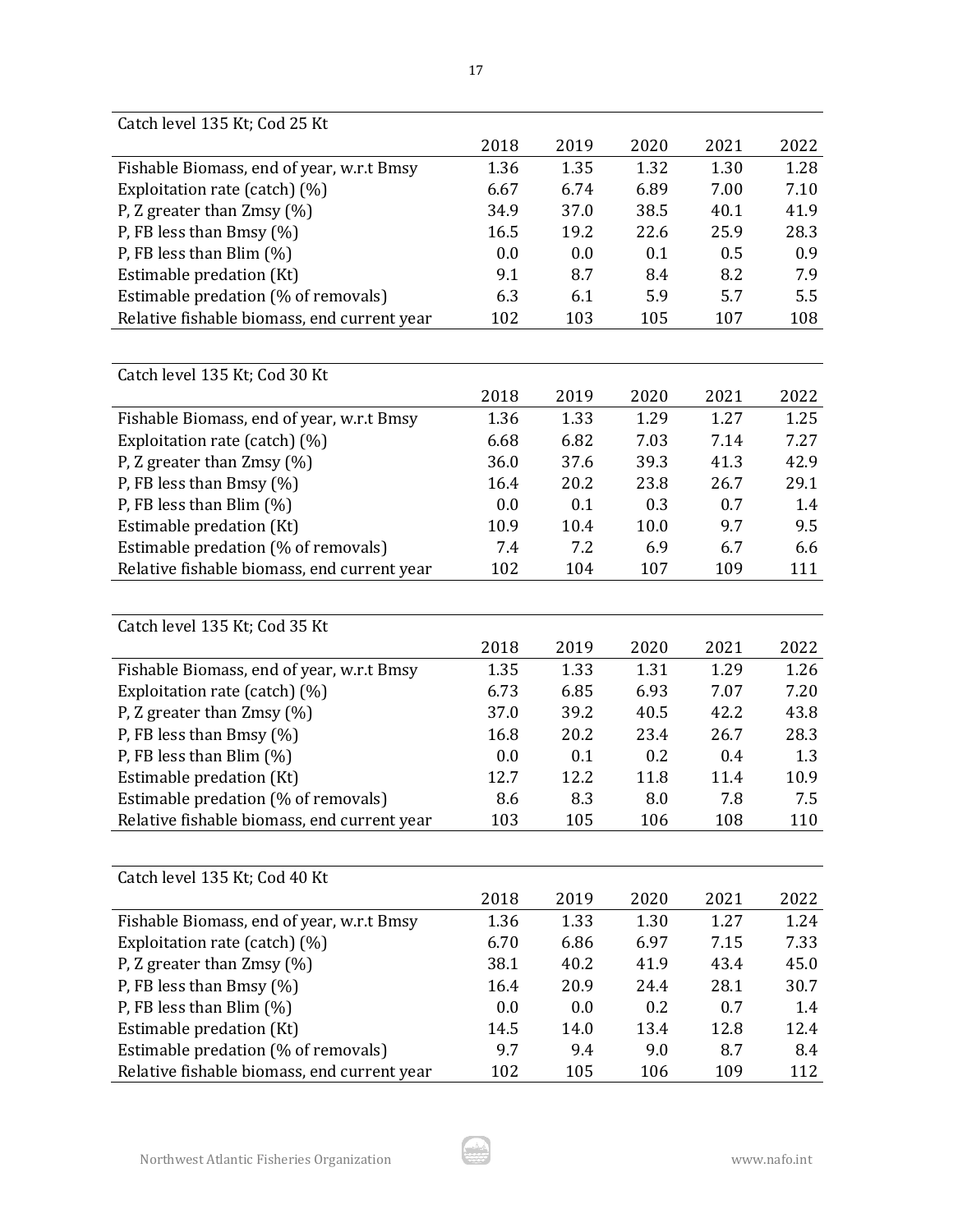| Catch level 135 Kt; Cod 25 Kt | | | | | |
|---|---|---|---|---|---|
| | 2018 | 2019 | 2020 | 2021 | 2022 |
| Fishable Biomass, end of year, w.r.t Bmsy | 1.36 | 1.35 | 1.32 | 1.30 | 1.28 |
| Exploitation rate (catch) (%) | 6.67 | 6.74 | 6.89 | 7.00 | 7.10 |
| P, Z greater than Zmsy (%) | 34.9 | 37.0 | 38.5 | 40.1 | 41.9 |
| P, FB less than Bmsy (%) | 16.5 | 19.2 | 22.6 | 25.9 | 28.3 |
| P, FB less than Blim (%) | 0.0 | 0.0 | 0.1 | 0.5 | 0.9 |
| Estimable predation (Kt) | 9.1 | 8.7 | 8.4 | 8.2 | 7.9 |
| Estimable predation (% of removals) | 6.3 | 6.1 | 5.9 | 5.7 | 5.5 |
| Relative fishable biomass, end current year | 102 | 103 | 105 | 107 | 108 |

| Catch level 135 Kt; Cod 30 Kt | | | | | |
|---|---|---|---|---|---|
| | 2018 | 2019 | 2020 | 2021 | 2022 |
| Fishable Biomass, end of year, w.r.t Bmsy | 1.36 | 1.33 | 1.29 | 1.27 | 1.25 |
| Exploitation rate (catch) (%) | 6.68 | 6.82 | 7.03 | 7.14 | 7.27 |
| P, Z greater than Zmsy (%) | 36.0 | 37.6 | 39.3 | 41.3 | 42.9 |
| P, FB less than Bmsy (%) | 16.4 | 20.2 | 23.8 | 26.7 | 29.1 |
| P, FB less than Blim (%) | 0.0 | 0.1 | 0.3 | 0.7 | 1.4 |
| Estimable predation (Kt) | 10.9 | 10.4 | 10.0 | 9.7 | 9.5 |
| Estimable predation (% of removals) | 7.4 | 7.2 | 6.9 | 6.7 | 6.6 |
| Relative fishable biomass, end current year | 102 | 104 | 107 | 109 | 111 |

| Catch level 135 Kt; Cod 35 Kt | | | | | |
|---|---|---|---|---|---|
| | 2018 | 2019 | 2020 | 2021 | 2022 |
| Fishable Biomass, end of year, w.r.t Bmsy | 1.35 | 1.33 | 1.31 | 1.29 | 1.26 |
| Exploitation rate (catch) (%) | 6.73 | 6.85 | 6.93 | 7.07 | 7.20 |
| P, Z greater than Zmsy (%) | 37.0 | 39.2 | 40.5 | 42.2 | 43.8 |
| P, FB less than Bmsy (%) | 16.8 | 20.2 | 23.4 | 26.7 | 28.3 |
| P, FB less than Blim (%) | 0.0 | 0.1 | 0.2 | 0.4 | 1.3 |
| Estimable predation (Kt) | 12.7 | 12.2 | 11.8 | 11.4 | 10.9 |
| Estimable predation (% of removals) | 8.6 | 8.3 | 8.0 | 7.8 | 7.5 |
| Relative fishable biomass, end current year | 103 | 105 | 106 | 108 | 110 |

| Catch level 135 Kt; Cod 40 Kt | | | | | |
|---|---|---|---|---|---|
| | 2018 | 2019 | 2020 | 2021 | 2022 |
| Fishable Biomass, end of year, w.r.t Bmsy | 1.36 | 1.33 | 1.30 | 1.27 | 1.24 |
| Exploitation rate (catch) (%) | 6.70 | 6.86 | 6.97 | 7.15 | 7.33 |
| P, Z greater than Zmsy (%) | 38.1 | 40.2 | 41.9 | 43.4 | 45.0 |
| P, FB less than Bmsy (%) | 16.4 | 20.9 | 24.4 | 28.1 | 30.7 |
| P, FB less than Blim (%) | 0.0 | 0.0 | 0.2 | 0.7 | 1.4 |
| Estimable predation (Kt) | 14.5 | 14.0 | 13.4 | 12.8 | 12.4 |
| Estimable predation (% of removals) | 9.7 | 9.4 | 9.0 | 8.7 | 8.4 |
| Relative fishable biomass, end current year | 102 | 105 | 106 | 109 | 112 |